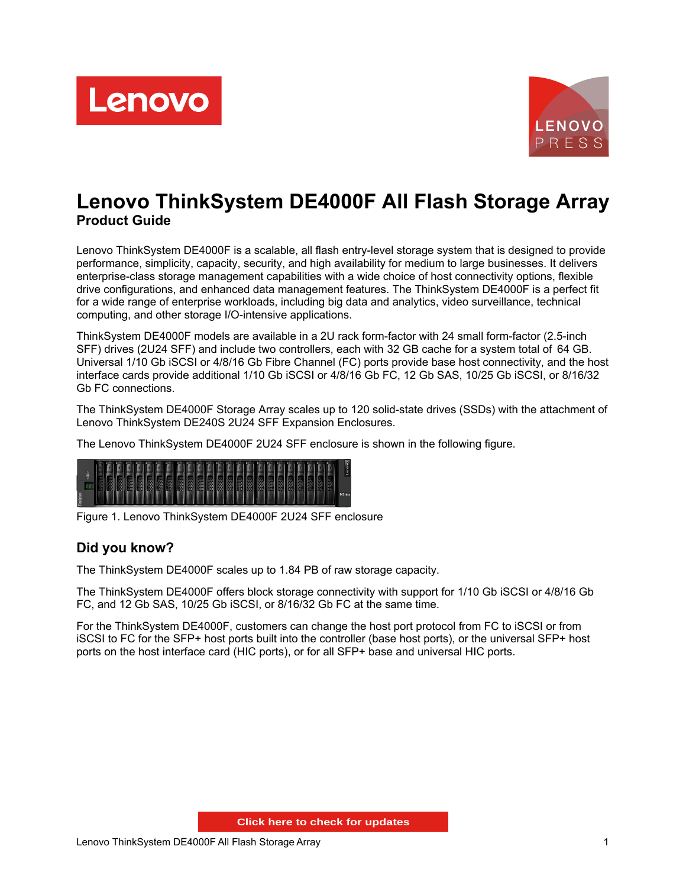# Lenovo ThinkSystem DE4000F All Flash Storage Array

**Product Guide**

Lenovo ThinkSystem DE4000F is a scalable, all flash entry-level storage system that is designed to provide performance, simplicity, capacity, security, and high availability for medium to large businesses. It delivers enterprise-class storage management capabilities with a wide choice of host connectivity options, flexible drive configurations, and enhanced data management features. The ThinkSystem DE4000F is a perfect fit for a wide range of enterprise workloads, including big data and analytics, video surveillance, technical computing, and other storage I/O-intensive applications.

ThinkSystem DE4000F models are available in a 2U rack form-factor with 24 small form-factor (2.5-inch SFF) drives (2U24 SFF) and include two controllers, each with 32 GB cache for a system total of 64 GB. Universal 1/10 Gb iSCSI or 4/8/16 Gb Fibre Channel (FC) ports provide base host connectivity, and the host interface cards provide additional 1/10 Gb iSCSI or 4/8/16 Gb FC, 12 Gb SAS, 10/25 Gb iSCSI, or 8/16/32 Gb FC connections.

The ThinkSystem DE4000F Storage Array scales up to 120 solid-state drives (SSDs) with the attachment of Lenovo ThinkSystem DE240S 2U24 SFF Expansion Enclosures.

The Lenovo ThinkSystem DE4000F 2U24 SFF enclosure is shown in the following figure.

Figure 1. Lenovo ThinkSystem DE4000F 2U24 SFF enclosure

## Did you know?

The ThinkSystem DE4000F scales up to 1.84 PB of raw storage capacity.

The ThinkSystem DE4000F offers block storage connectivity with support for 1/10 Gb iSCSI or 4/8/16 Gb FC, and 12 Gb SAS, 10/25 Gb iSCSI, or 8/16/32 Gb FC at the same time.

For the ThinkSystem DE4000F, customers can change the host port protocol from FC to iSCSI or from iSCSI to FC for the SFP+ host ports built into the controller (base host ports), or the universal SFP+ host ports on the host interface card (HIC ports), or for all SFP+ base and universal HIC ports.

Click here to check for updates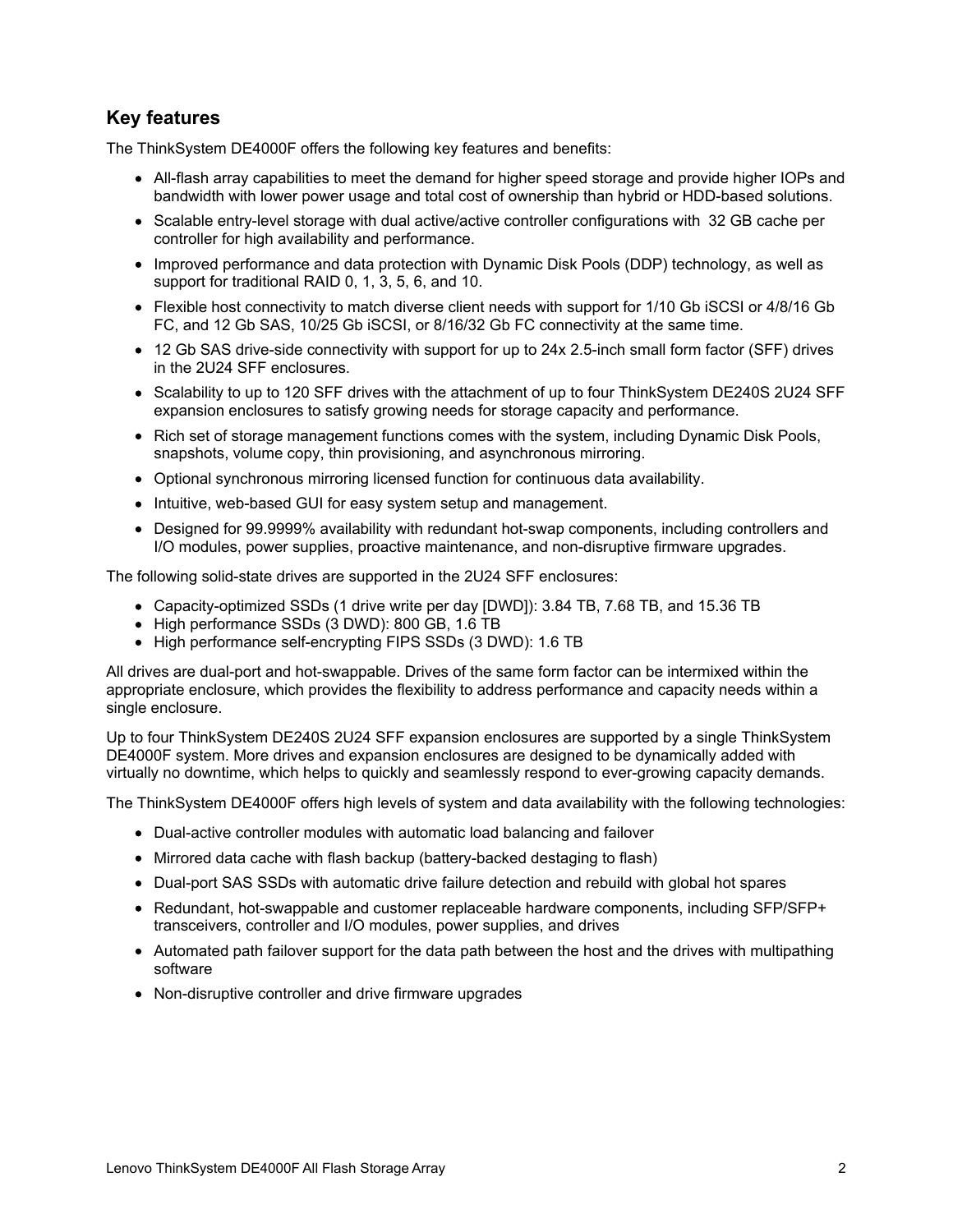## Key features

The ThinkSystem DE4000F offers the following key features and benefits:

- All-flash array capabilities to meet the demand for higher speed storage and provide higher IOPs and bandwidth with lower power usage and total cost of ownership than hybrid or HDD-based solutions.
- Scalable entry-level storage with dual active/active controller configurations with 32 GB cache per controller for high availability and performance.
- Improved performance and data protection with Dynamic Disk Pools (DDP) technology, as well as support for traditional RAID 0, 1, 3, 5, 6, and 10.
- Flexible host connectivity to match diverse client needs with support for 1/10 Gb iSCSI or 4/8/16 Gb FC, and 12 Gb SAS, 10/25 Gb iSCSI, or 8/16/32 Gb FC connectivity at the same time.
- 12 Gb SAS drive-side connectivity with support for up to 24x 2.5-inch small form factor (SFF) drives in the 2U24 SFF enclosures.
- Scalability to up to 120 SFF drives with the attachment of up to four ThinkSystem DE240S 2U24 SFF expansion enclosures to satisfy growing needs for storage capacity and performance.
- Rich set of storage management functions comes with the system, including Dynamic Disk Pools, snapshots, volume copy, thin provisioning, and asynchronous mirroring.
- Optional synchronous mirroring licensed function for continuous data availability.
- Intuitive, web-based GUI for easy system setup and management.
- Designed for 99.9999% availability with redundant hot-swap components, including controllers and I/O modules, power supplies, proactive maintenance, and non-disruptive firmware upgrades.

The following solid-state drives are supported in the 2U24 SFF enclosures:

- Capacity-optimized SSDs (1 drive write per day [DWD]): 3.84 TB, 7.68 TB, and 15.36 TB
- High performance SSDs (3 DWD): 800 GB, 1.6 TB
- High performance self-encrypting FIPS SSDs (3 DWD): 1.6 TB

All drives are dual-port and hot-swappable. Drives of the same form factor can be intermixed within the appropriate enclosure, which provides the flexibility to address performance and capacity needs within a single enclosure.

Up to four ThinkSystem DE240S 2U24 SFF expansion enclosures are supported by a single ThinkSystem DE4000F system. More drives and expansion enclosures are designed to be dynamically added with virtually no downtime, which helps to quickly and seamlessly respond to ever-growing capacity demands.

The ThinkSystem DE4000F offers high levels of system and data availability with the following technologies:

- Dual-active controller modules with automatic load balancing and failover
- Mirrored data cache with flash backup (battery-backed destaging to flash)
- Dual-port SAS SSDs with automatic drive failure detection and rebuild with global hot spares
- Redundant, hot-swappable and customer replaceable hardware components, including SFP/SFP+ transceivers, controller and I/O modules, power supplies, and drives
- Automated path failover support for the data path between the host and the drives with multipathing software
- Non-disruptive controller and drive firmware upgrades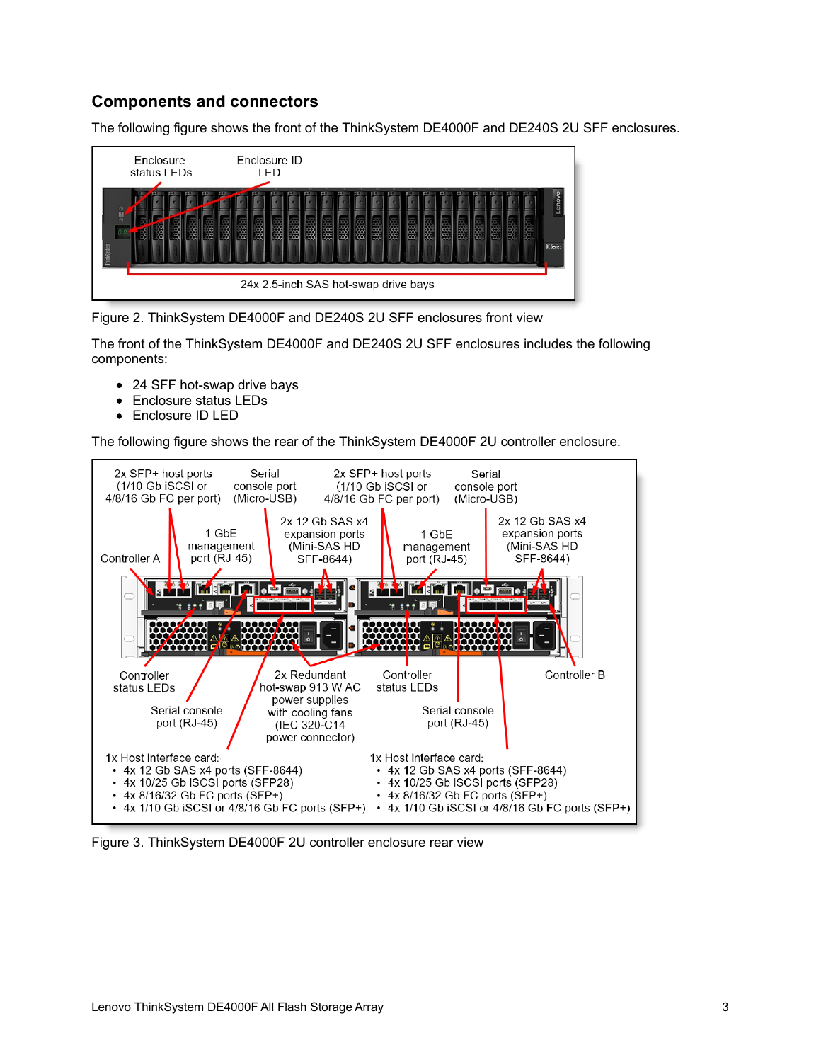## Components and connectors

The following figure shows the front of the ThinkSystem DE4000F and DE240S 2U SFF enclosures.

Figure 2. ThinkSystem DE4000F and DE240S 2U SFF enclosures front view

The front of the ThinkSystem DE4000F and DE240S 2U SFF enclosures includes the following components:

- 24 SFF hot-swap drive bays
- Enclosure status LEDs
- Enclosure ID LED

The following figure shows the rear of the ThinkSystem DE4000F 2U controller enclosure.

Figure 3. ThinkSystem DE4000F 2U controller enclosure rear view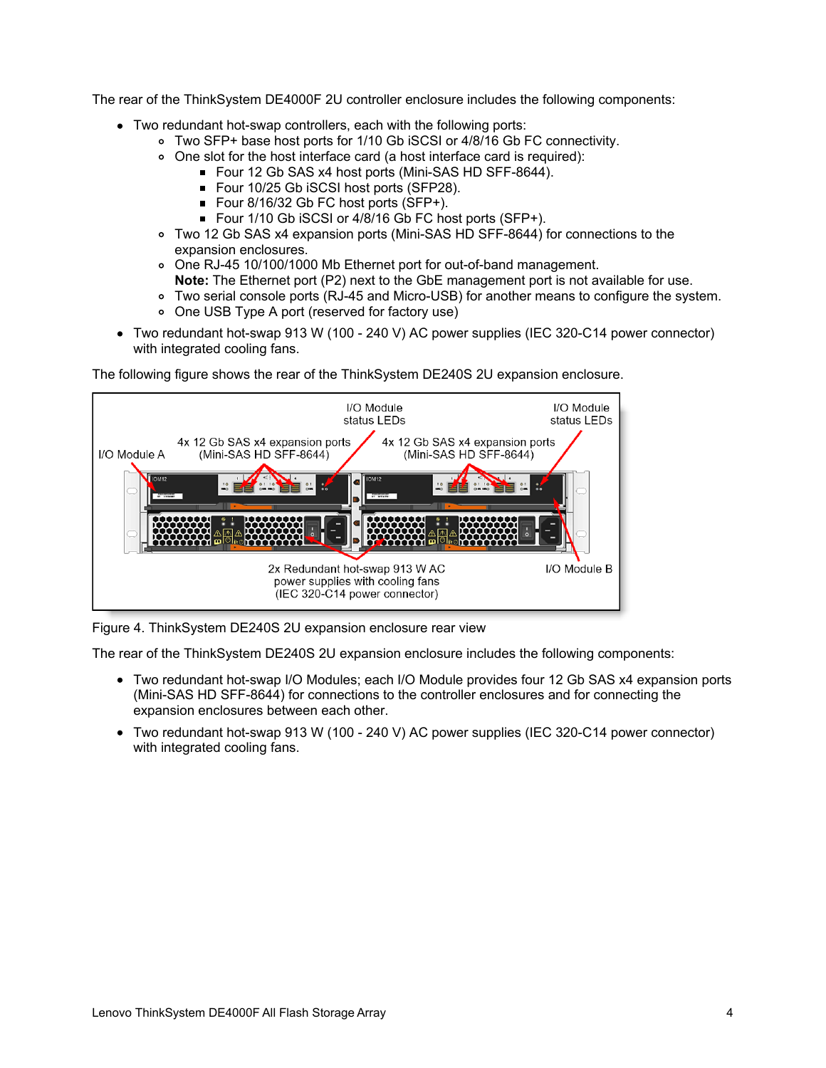The rear of the ThinkSystem DE4000F 2U controller enclosure includes the following components:

- Two redundant hot-swap controllers, each with the following ports:
  - Two SFP+ base host ports for 1/10 Gb iSCSI or 4/8/16 Gb FC connectivity.
  - One slot for the host interface card (a host interface card is required):
    - Four 12 Gb SAS x4 host ports (Mini-SAS HD SFF-8644).
    - Four 10/25 Gb iSCSI host ports (SFP28).
    - Four 8/16/32 Gb FC host ports (SFP+).
    - Four 1/10 Gb iSCSI or 4/8/16 Gb FC host ports (SFP+).
  - Two 12 Gb SAS x4 expansion ports (Mini-SAS HD SFF-8644) for connections to the expansion enclosures.
  - One RJ-45 10/100/1000 Mb Ethernet port for out-of-band management.  
    **Note:** The Ethernet port (P2) next to the GbE management port is not available for use.
  - Two serial console ports (RJ-45 and Micro-USB) for another means to configure the system.
  - One USB Type A port (reserved for factory use)
- Two redundant hot-swap 913 W (100 - 240 V) AC power supplies (IEC 320-C14 power connector) with integrated cooling fans.

The following figure shows the rear of the ThinkSystem DE240S 2U expansion enclosure.

Figure 4. ThinkSystem DE240S 2U expansion enclosure rear view

The rear of the ThinkSystem DE240S 2U expansion enclosure includes the following components:

- Two redundant hot-swap I/O Modules; each I/O Module provides four 12 Gb SAS x4 expansion ports (Mini-SAS HD SFF-8644) for connections to the controller enclosures and for connecting the expansion enclosures between each other.
- Two redundant hot-swap 913 W (100 - 240 V) AC power supplies (IEC 320-C14 power connector) with integrated cooling fans.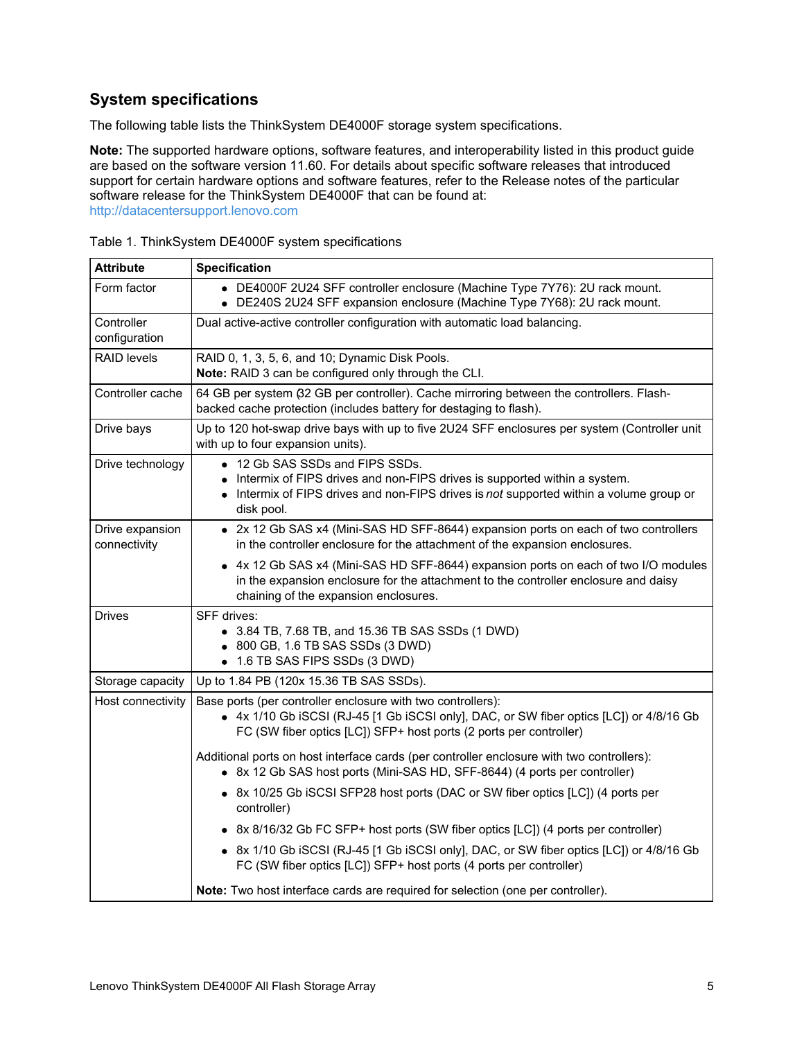## System specifications

The following table lists the ThinkSystem DE4000F storage system specifications.

**Note:** The supported hardware options, software features, and interoperability listed in this product guide are based on the software version 11.60. For details about specific software releases that introduced support for certain hardware options and software features, refer to the Release notes of the particular software release for the ThinkSystem DE4000F that can be found at: http://datacentersupport.lenovo.com

Table 1. ThinkSystem DE4000F system specifications

| Attribute | Specification |
|---|---|
| Form factor | • DE4000F 2U24 SFF controller enclosure (Machine Type 7Y76): 2U rack mount.<br>• DE240S 2U24 SFF expansion enclosure (Machine Type 7Y68): 2U rack mount. |
| Controller configuration | Dual active-active controller configuration with automatic load balancing. |
| RAID levels | RAID 0, 1, 3, 5, 6, and 10; Dynamic Disk Pools.<br>**Note:** RAID 3 can be configured only through the CLI. |
| Controller cache | 64 GB per system (32 GB per controller). Cache mirroring between the controllers. Flash-backed cache protection (includes battery for destaging to flash). |
| Drive bays | Up to 120 hot-swap drive bays with up to five 2U24 SFF enclosures per system (Controller unit with up to four expansion units). |
| Drive technology | • 12 Gb SAS SSDs and FIPS SSDs.<br>• Intermix of FIPS drives and non-FIPS drives is supported within a system.<br>• Intermix of FIPS drives and non-FIPS drives is *not* supported within a volume group or disk pool. |
| Drive expansion connectivity | • 2x 12 Gb SAS x4 (Mini-SAS HD SFF-8644) expansion ports on each of two controllers in the controller enclosure for the attachment of the expansion enclosures.<br>• 4x 12 Gb SAS x4 (Mini-SAS HD SFF-8644) expansion ports on each of two I/O modules in the expansion enclosure for the attachment to the controller enclosure and daisy chaining of the expansion enclosures. |
| Drives | SFF drives:<br>• 3.84 TB, 7.68 TB, and 15.36 TB SAS SSDs (1 DWD)<br>• 800 GB, 1.6 TB SAS SSDs (3 DWD)<br>• 1.6 TB SAS FIPS SSDs (3 DWD) |
| Storage capacity | Up to 1.84 PB (120x 15.36 TB SAS SSDs). |
| Host connectivity | Base ports (per controller enclosure with two controllers):<br>• 4x 1/10 Gb iSCSI (RJ-45 [1 Gb iSCSI only], DAC, or SW fiber optics [LC]) or 4/8/16 Gb FC (SW fiber optics [LC]) SFP+ host ports (2 ports per controller)<br><br>Additional ports on host interface cards (per controller enclosure with two controllers):<br>• 8x 12 Gb SAS host ports (Mini-SAS HD, SFF-8644) (4 ports per controller)<br>• 8x 10/25 Gb iSCSI SFP28 host ports (DAC or SW fiber optics [LC]) (4 ports per controller)<br>• 8x 8/16/32 Gb FC SFP+ host ports (SW fiber optics [LC]) (4 ports per controller)<br>• 8x 1/10 Gb iSCSI (RJ-45 [1 Gb iSCSI only], DAC, or SW fiber optics [LC]) or 4/8/16 Gb FC (SW fiber optics [LC]) SFP+ host ports (4 ports per controller)<br><br>**Note:** Two host interface cards are required for selection (one per controller). |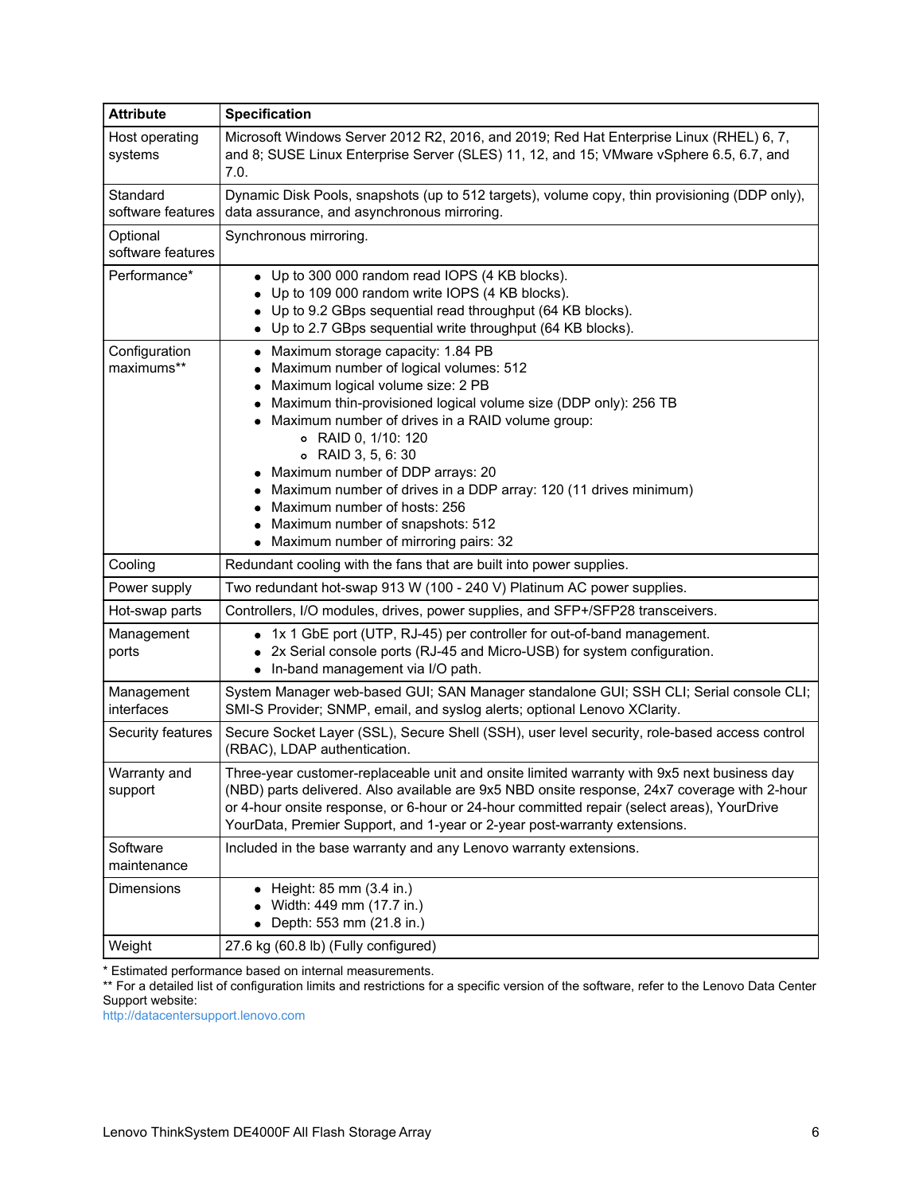| Attribute | Specification |
|---|---|
| Host operating systems | Microsoft Windows Server 2012 R2, 2016, and 2019; Red Hat Enterprise Linux (RHEL) 6, 7, and 8; SUSE Linux Enterprise Server (SLES) 11, 12, and 15; VMware vSphere 6.5, 6.7, and 7.0. |
| Standard software features | Dynamic Disk Pools, snapshots (up to 512 targets), volume copy, thin provisioning (DDP only), data assurance, and asynchronous mirroring. |
| Optional software features | Synchronous mirroring. |
| Performance* | • Up to 300 000 random read IOPS (4 KB blocks).<br>• Up to 109 000 random write IOPS (4 KB blocks).<br>• Up to 9.2 GBps sequential read throughput (64 KB blocks).<br>• Up to 2.7 GBps sequential write throughput (64 KB blocks). |
| Configuration maximums** | • Maximum storage capacity: 1.84 PB<br>• Maximum number of logical volumes: 512<br>• Maximum logical volume size: 2 PB<br>• Maximum thin-provisioned logical volume size (DDP only): 256 TB<br>• Maximum number of drives in a RAID volume group:<br>  ◦ RAID 0, 1/10: 120<br>  ◦ RAID 3, 5, 6: 30<br>• Maximum number of DDP arrays: 20<br>• Maximum number of drives in a DDP array: 120 (11 drives minimum)<br>• Maximum number of hosts: 256<br>• Maximum number of snapshots: 512<br>• Maximum number of mirroring pairs: 32 |
| Cooling | Redundant cooling with the fans that are built into power supplies. |
| Power supply | Two redundant hot-swap 913 W (100 - 240 V) Platinum AC power supplies. |
| Hot-swap parts | Controllers, I/O modules, drives, power supplies, and SFP+/SFP28 transceivers. |
| Management ports | • 1x 1 GbE port (UTP, RJ-45) per controller for out-of-band management.<br>• 2x Serial console ports (RJ-45 and Micro-USB) for system configuration.<br>• In-band management via I/O path. |
| Management interfaces | System Manager web-based GUI; SAN Manager standalone GUI; SSH CLI; Serial console CLI; SMI-S Provider; SNMP, email, and syslog alerts; optional Lenovo XClarity. |
| Security features | Secure Socket Layer (SSL), Secure Shell (SSH), user level security, role-based access control (RBAC), LDAP authentication. |
| Warranty and support | Three-year customer-replaceable unit and onsite limited warranty with 9x5 next business day (NBD) parts delivered. Also available are 9x5 NBD onsite response, 24x7 coverage with 2-hour or 4-hour onsite response, or 6-hour or 24-hour committed repair (select areas), YourDrive YourData, Premier Support, and 1-year or 2-year post-warranty extensions. |
| Software maintenance | Included in the base warranty and any Lenovo warranty extensions. |
| Dimensions | • Height: 85 mm (3.4 in.)<br>• Width: 449 mm (17.7 in.)<br>• Depth: 553 mm (21.8 in.) |
| Weight | 27.6 kg (60.8 lb) (Fully configured) |

* Estimated performance based on internal measurements.

** For a detailed list of configuration limits and restrictions for a specific version of the software, refer to the Lenovo Data Center Support website:
http://datacentersupport.lenovo.com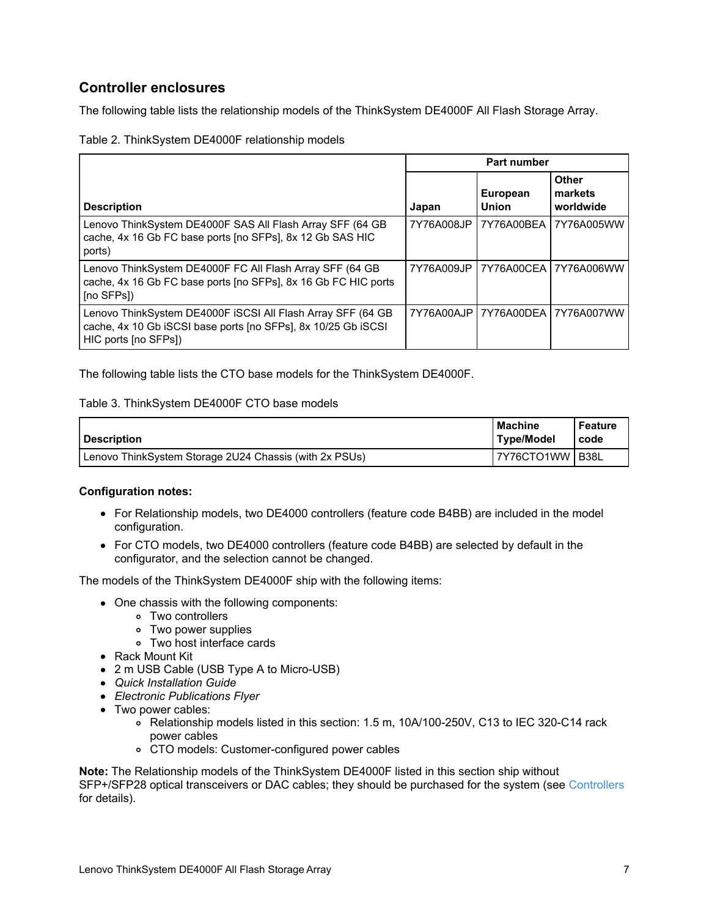## Controller enclosures

The following table lists the relationship models of the ThinkSystem DE4000F All Flash Storage Array.

Table 2. ThinkSystem DE4000F relationship models

| Description | Part number | | |
|---|---|---|---|
| | Japan | European Union | Other markets worldwide |
| Lenovo ThinkSystem DE4000F SAS All Flash Array SFF (64 GB cache, 4x 16 Gb FC base ports [no SFPs], 8x 12 Gb SAS HIC ports) | 7Y76A008JP | 7Y76A00BEA | 7Y76A005WW |
| Lenovo ThinkSystem DE4000F FC All Flash Array SFF (64 GB cache, 4x 16 Gb FC base ports [no SFPs], 8x 16 Gb FC HIC ports [no SFPs]) | 7Y76A009JP | 7Y76A00CEA | 7Y76A006WW |
| Lenovo ThinkSystem DE4000F iSCSI All Flash Array SFF (64 GB cache, 4x 10 Gb iSCSI base ports [no SFPs], 8x 10/25 Gb iSCSI HIC ports [no SFPs]) | 7Y76A00AJP | 7Y76A00DEA | 7Y76A007WW |

The following table lists the CTO base models for the ThinkSystem DE4000F.

Table 3. ThinkSystem DE4000F CTO base models

| Description | Machine Type/Model | Feature code |
|---|---|---|
| Lenovo ThinkSystem Storage 2U24 Chassis (with 2x PSUs) | 7Y76CTO1WW | B38L |

**Configuration notes:**

- For Relationship models, two DE4000 controllers (feature code B4BB) are included in the model configuration.
- For CTO models, two DE4000 controllers (feature code B4BB) are selected by default in the configurator, and the selection cannot be changed.

The models of the ThinkSystem DE4000F ship with the following items:

- One chassis with the following components:
  - Two controllers
  - Two power supplies
  - Two host interface cards
- Rack Mount Kit
- 2 m USB Cable (USB Type A to Micro-USB)
- *Quick Installation Guide*
- *Electronic Publications Flyer*
- Two power cables:
  - Relationship models listed in this section: 1.5 m, 10A/100-250V, C13 to IEC 320-C14 rack power cables
  - CTO models: Customer-configured power cables

**Note:** The Relationship models of the ThinkSystem DE4000F listed in this section ship without SFP+/SFP28 optical transceivers or DAC cables; they should be purchased for the system (see Controllers for details).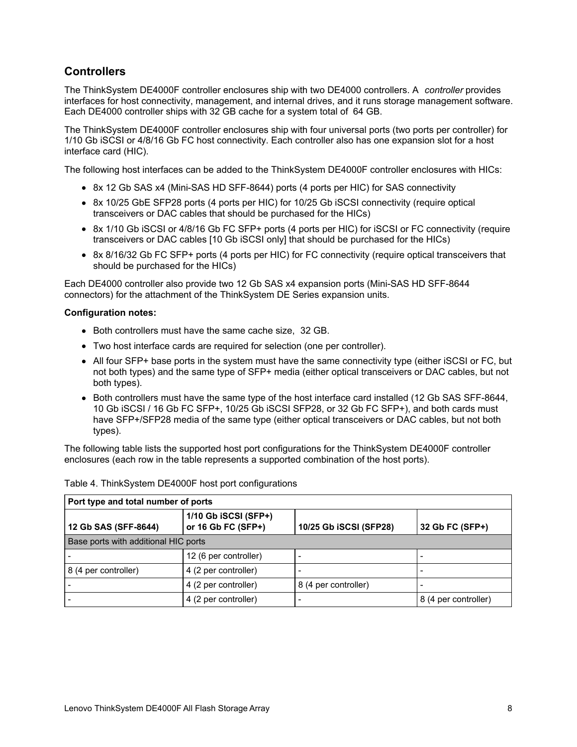## Controllers

The ThinkSystem DE4000F controller enclosures ship with two DE4000 controllers. A *controller* provides interfaces for host connectivity, management, and internal drives, and it runs storage management software. Each DE4000 controller ships with 32 GB cache for a system total of 64 GB.

The ThinkSystem DE4000F controller enclosures ship with four universal ports (two ports per controller) for 1/10 Gb iSCSI or 4/8/16 Gb FC host connectivity. Each controller also has one expansion slot for a host interface card (HIC).

The following host interfaces can be added to the ThinkSystem DE4000F controller enclosures with HICs:

- 8x 12 Gb SAS x4 (Mini-SAS HD SFF-8644) ports (4 ports per HIC) for SAS connectivity
- 8x 10/25 GbE SFP28 ports (4 ports per HIC) for 10/25 Gb iSCSI connectivity (require optical transceivers or DAC cables that should be purchased for the HICs)
- 8x 1/10 Gb iSCSI or 4/8/16 Gb FC SFP+ ports (4 ports per HIC) for iSCSI or FC connectivity (require transceivers or DAC cables [10 Gb iSCSI only] that should be purchased for the HICs)
- 8x 8/16/32 Gb FC SFP+ ports (4 ports per HIC) for FC connectivity (require optical transceivers that should be purchased for the HICs)

Each DE4000 controller also provide two 12 Gb SAS x4 expansion ports (Mini-SAS HD SFF-8644 connectors) for the attachment of the ThinkSystem DE Series expansion units.

**Configuration notes:**

- Both controllers must have the same cache size, 32 GB.
- Two host interface cards are required for selection (one per controller).
- All four SFP+ base ports in the system must have the same connectivity type (either iSCSI or FC, but not both types) and the same type of SFP+ media (either optical transceivers or DAC cables, but not both types).
- Both controllers must have the same type of the host interface card installed (12 Gb SAS SFF-8644, 10 Gb iSCSI / 16 Gb FC SFP+, 10/25 Gb iSCSI SFP28, or 32 Gb FC SFP+), and both cards must have SFP+/SFP28 media of the same type (either optical transceivers or DAC cables, but not both types).

The following table lists the supported host port configurations for the ThinkSystem DE4000F controller enclosures (each row in the table represents a supported combination of the host ports).

Table 4. ThinkSystem DE4000F host port configurations

| **Port type and total number of ports** | | | |
|---|---|---|---|
| **12 Gb SAS (SFF-8644)** | **1/10 Gb iSCSI (SFP+) or 16 Gb FC (SFP+)** | **10/25 Gb iSCSI (SFP28)** | **32 Gb FC (SFP+)** |
| Base ports with additional HIC ports | | | |
| - | 12 (6 per controller) | - | - |
| 8 (4 per controller) | 4 (2 per controller) | - | - |
| - | 4 (2 per controller) | 8 (4 per controller) | - |
| - | 4 (2 per controller) | - | 8 (4 per controller) |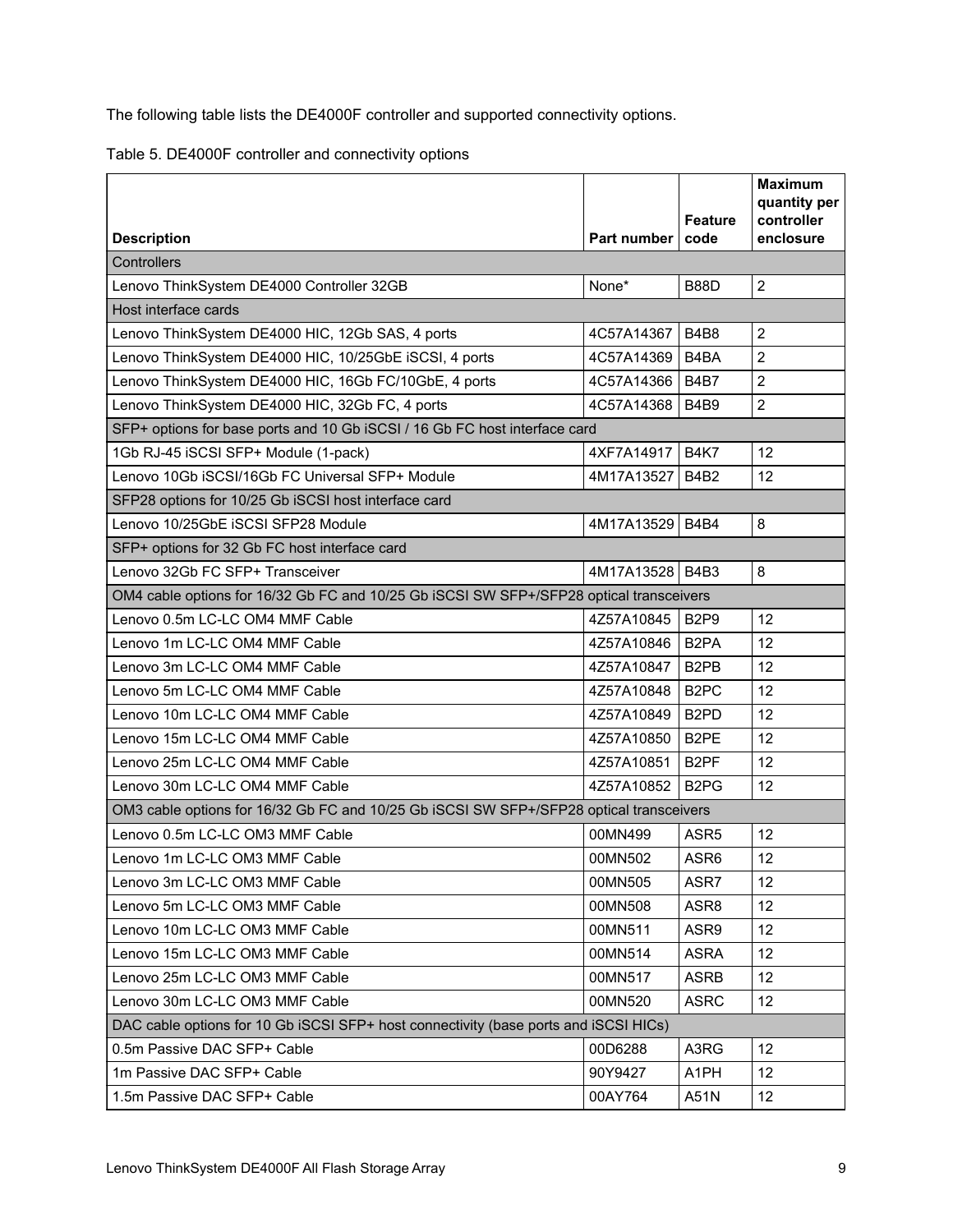The following table lists the DE4000F controller and supported connectivity options.

Table 5. DE4000F controller and connectivity options

| Description | Part number | Feature code | Maximum quantity per controller enclosure |
|---|---|---|---|
| Controllers | | | |
| Lenovo ThinkSystem DE4000 Controller 32GB | None* | B88D | 2 |
| Host interface cards | | | |
| Lenovo ThinkSystem DE4000 HIC, 12Gb SAS, 4 ports | 4C57A14367 | B4B8 | 2 |
| Lenovo ThinkSystem DE4000 HIC, 10/25GbE iSCSI, 4 ports | 4C57A14369 | B4BA | 2 |
| Lenovo ThinkSystem DE4000 HIC, 16Gb FC/10GbE, 4 ports | 4C57A14366 | B4B7 | 2 |
| Lenovo ThinkSystem DE4000 HIC, 32Gb FC, 4 ports | 4C57A14368 | B4B9 | 2 |
| SFP+ options for base ports and 10 Gb iSCSI / 16 Gb FC host interface card | | | |
| 1Gb RJ-45 iSCSI SFP+ Module (1-pack) | 4XF7A14917 | B4K7 | 12 |
| Lenovo 10Gb iSCSI/16Gb FC Universal SFP+ Module | 4M17A13527 | B4B2 | 12 |
| SFP28 options for 10/25 Gb iSCSI host interface card | | | |
| Lenovo 10/25GbE iSCSI SFP28 Module | 4M17A13529 | B4B4 | 8 |
| SFP+ options for 32 Gb FC host interface card | | | |
| Lenovo 32Gb FC SFP+ Transceiver | 4M17A13528 | B4B3 | 8 |
| OM4 cable options for 16/32 Gb FC and 10/25 Gb iSCSI SW SFP+/SFP28 optical transceivers | | | |
| Lenovo 0.5m LC-LC OM4 MMF Cable | 4Z57A10845 | B2P9 | 12 |
| Lenovo 1m LC-LC OM4 MMF Cable | 4Z57A10846 | B2PA | 12 |
| Lenovo 3m LC-LC OM4 MMF Cable | 4Z57A10847 | B2PB | 12 |
| Lenovo 5m LC-LC OM4 MMF Cable | 4Z57A10848 | B2PC | 12 |
| Lenovo 10m LC-LC OM4 MMF Cable | 4Z57A10849 | B2PD | 12 |
| Lenovo 15m LC-LC OM4 MMF Cable | 4Z57A10850 | B2PE | 12 |
| Lenovo 25m LC-LC OM4 MMF Cable | 4Z57A10851 | B2PF | 12 |
| Lenovo 30m LC-LC OM4 MMF Cable | 4Z57A10852 | B2PG | 12 |
| OM3 cable options for 16/32 Gb FC and 10/25 Gb iSCSI SW SFP+/SFP28 optical transceivers | | | |
| Lenovo 0.5m LC-LC OM3 MMF Cable | 00MN499 | ASR5 | 12 |
| Lenovo 1m LC-LC OM3 MMF Cable | 00MN502 | ASR6 | 12 |
| Lenovo 3m LC-LC OM3 MMF Cable | 00MN505 | ASR7 | 12 |
| Lenovo 5m LC-LC OM3 MMF Cable | 00MN508 | ASR8 | 12 |
| Lenovo 10m LC-LC OM3 MMF Cable | 00MN511 | ASR9 | 12 |
| Lenovo 15m LC-LC OM3 MMF Cable | 00MN514 | ASRA | 12 |
| Lenovo 25m LC-LC OM3 MMF Cable | 00MN517 | ASRB | 12 |
| Lenovo 30m LC-LC OM3 MMF Cable | 00MN520 | ASRC | 12 |
| DAC cable options for 10 Gb iSCSI SFP+ host connectivity (base ports and iSCSI HICs) | | | |
| 0.5m Passive DAC SFP+ Cable | 00D6288 | A3RG | 12 |
| 1m Passive DAC SFP+ Cable | 90Y9427 | A1PH | 12 |
| 1.5m Passive DAC SFP+ Cable | 00AY764 | A51N | 12 |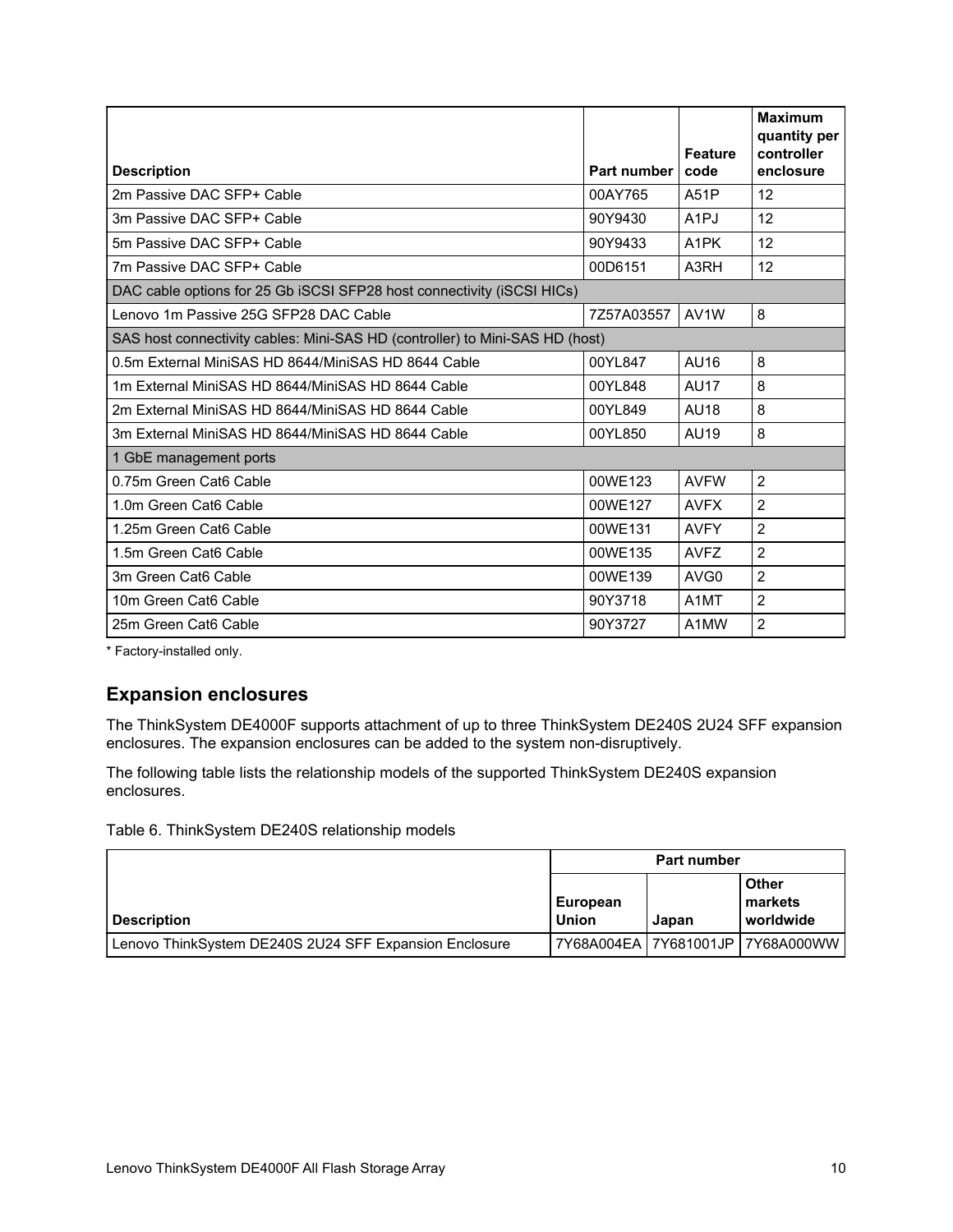| Description | Part number | Feature code | Maximum quantity per controller enclosure |
|---|---|---|---|
| 2m Passive DAC SFP+ Cable | 00AY765 | A51P | 12 |
| 3m Passive DAC SFP+ Cable | 90Y9430 | A1PJ | 12 |
| 5m Passive DAC SFP+ Cable | 90Y9433 | A1PK | 12 |
| 7m Passive DAC SFP+ Cable | 00D6151 | A3RH | 12 |
| DAC cable options for 25 Gb iSCSI SFP28 host connectivity (iSCSI HICs) | | | |
| Lenovo 1m Passive 25G SFP28 DAC Cable | 7Z57A03557 | AV1W | 8 |
| SAS host connectivity cables: Mini-SAS HD (controller) to Mini-SAS HD (host) | | | |
| 0.5m External MiniSAS HD 8644/MiniSAS HD 8644 Cable | 00YL847 | AU16 | 8 |
| 1m External MiniSAS HD 8644/MiniSAS HD 8644 Cable | 00YL848 | AU17 | 8 |
| 2m External MiniSAS HD 8644/MiniSAS HD 8644 Cable | 00YL849 | AU18 | 8 |
| 3m External MiniSAS HD 8644/MiniSAS HD 8644 Cable | 00YL850 | AU19 | 8 |
| 1 GbE management ports | | | |
| 0.75m Green Cat6 Cable | 00WE123 | AVFW | 2 |
| 1.0m Green Cat6 Cable | 00WE127 | AVFX | 2 |
| 1.25m Green Cat6 Cable | 00WE131 | AVFY | 2 |
| 1.5m Green Cat6 Cable | 00WE135 | AVFZ | 2 |
| 3m Green Cat6 Cable | 00WE139 | AVG0 | 2 |
| 10m Green Cat6 Cable | 90Y3718 | A1MT | 2 |
| 25m Green Cat6 Cable | 90Y3727 | A1MW | 2 |

* Factory-installed only.

## Expansion enclosures

The ThinkSystem DE4000F supports attachment of up to three ThinkSystem DE240S 2U24 SFF expansion enclosures. The expansion enclosures can be added to the system non-disruptively.

The following table lists the relationship models of the supported ThinkSystem DE240S expansion enclosures.

Table 6. ThinkSystem DE240S relationship models

| | Part number | | |
|---|---|---|---|
| Description | European Union | Japan | Other markets worldwide |
| Lenovo ThinkSystem DE240S 2U24 SFF Expansion Enclosure | 7Y68A004EA | 7Y681001JP | 7Y68A000WW |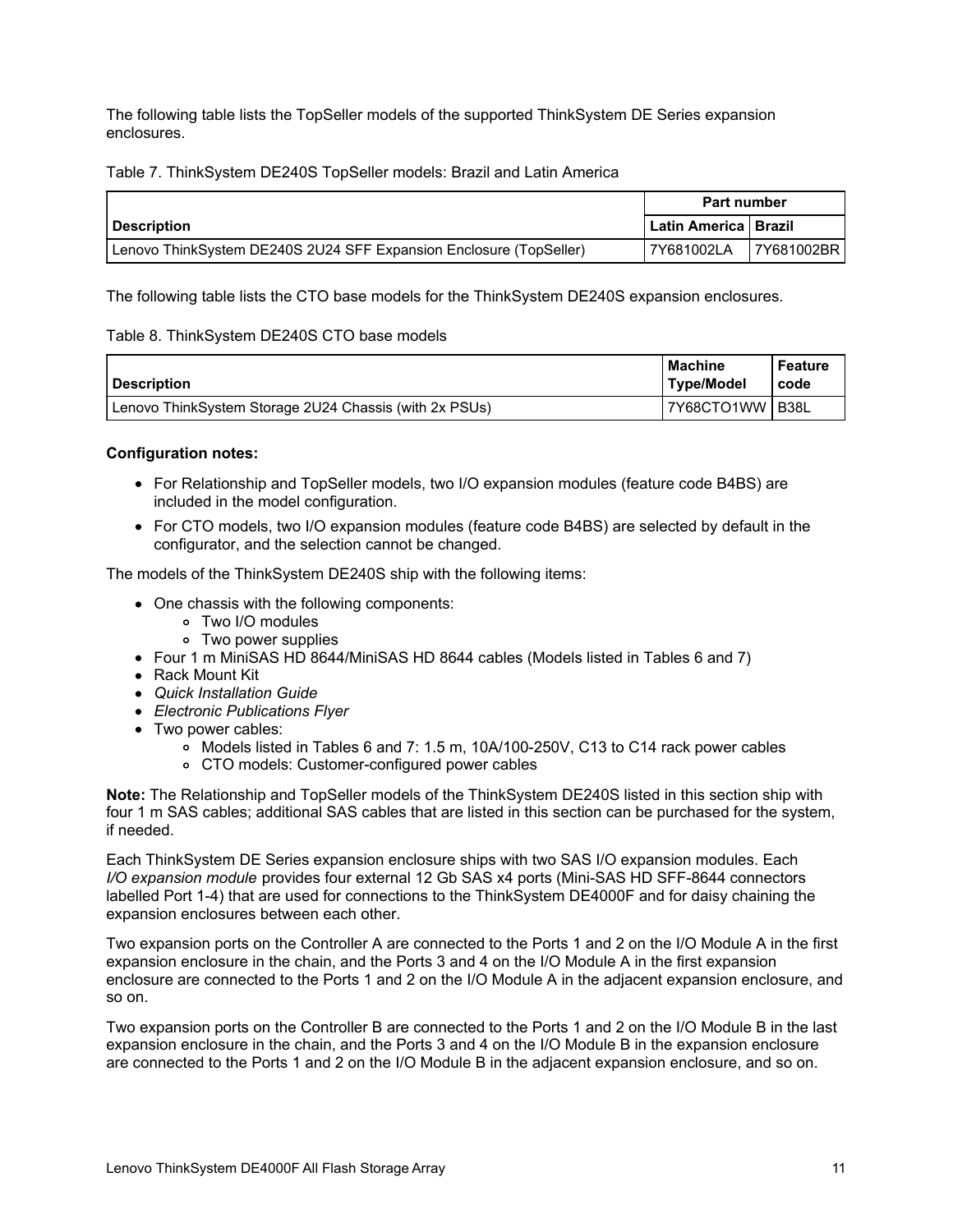The following table lists the TopSeller models of the supported ThinkSystem DE Series expansion enclosures.

Table 7. ThinkSystem DE240S TopSeller models: Brazil and Latin America

| | Part number | |
|---|---|---|
| **Description** | **Latin America** | **Brazil** |
| Lenovo ThinkSystem DE240S 2U24 SFF Expansion Enclosure (TopSeller) | 7Y681002LA | 7Y681002BR |

The following table lists the CTO base models for the ThinkSystem DE240S expansion enclosures.

Table 8. ThinkSystem DE240S CTO base models

| Description | Machine Type/Model | Feature code |
|---|---|---|
| Lenovo ThinkSystem Storage 2U24 Chassis (with 2x PSUs) | 7Y68CTO1WW | B38L |

**Configuration notes:**

- For Relationship and TopSeller models, two I/O expansion modules (feature code B4BS) are included in the model configuration.
- For CTO models, two I/O expansion modules (feature code B4BS) are selected by default in the configurator, and the selection cannot be changed.

The models of the ThinkSystem DE240S ship with the following items:

- One chassis with the following components:
  - Two I/O modules
  - Two power supplies
- Four 1 m MiniSAS HD 8644/MiniSAS HD 8644 cables (Models listed in Tables 6 and 7)
- Rack Mount Kit
- *Quick Installation Guide*
- *Electronic Publications Flyer*
- Two power cables:
  - Models listed in Tables 6 and 7: 1.5 m, 10A/100-250V, C13 to C14 rack power cables
  - CTO models: Customer-configured power cables

**Note:** The Relationship and TopSeller models of the ThinkSystem DE240S listed in this section ship with four 1 m SAS cables; additional SAS cables that are listed in this section can be purchased for the system, if needed.

Each ThinkSystem DE Series expansion enclosure ships with two SAS I/O expansion modules. Each *I/O expansion module* provides four external 12 Gb SAS x4 ports (Mini-SAS HD SFF-8644 connectors labelled Port 1-4) that are used for connections to the ThinkSystem DE4000F and for daisy chaining the expansion enclosures between each other.

Two expansion ports on the Controller A are connected to the Ports 1 and 2 on the I/O Module A in the first expansion enclosure in the chain, and the Ports 3 and 4 on the I/O Module A in the first expansion enclosure are connected to the Ports 1 and 2 on the I/O Module A in the adjacent expansion enclosure, and so on.

Two expansion ports on the Controller B are connected to the Ports 1 and 2 on the I/O Module B in the last expansion enclosure in the chain, and the Ports 3 and 4 on the I/O Module B in the expansion enclosure are connected to the Ports 1 and 2 on the I/O Module B in the adjacent expansion enclosure, and so on.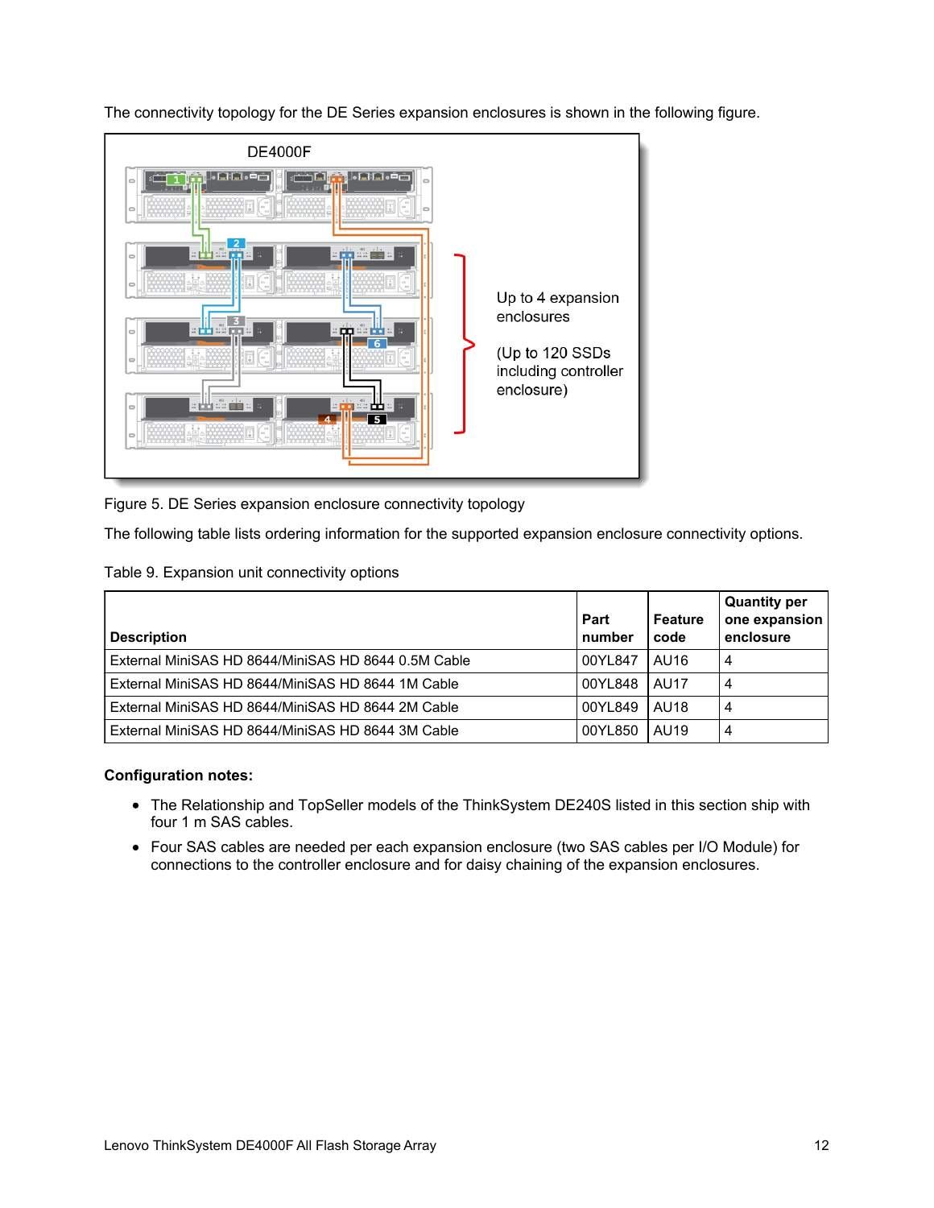The connectivity topology for the DE Series expansion enclosures is shown in the following figure.

Figure 5. DE Series expansion enclosure connectivity topology

The following table lists ordering information for the supported expansion enclosure connectivity options.

Table 9. Expansion unit connectivity options

| Description | Part number | Feature code | Quantity per one expansion enclosure |
|---|---|---|---|
| External MiniSAS HD 8644/MiniSAS HD 8644 0.5M Cable | 00YL847 | AU16 | 4 |
| External MiniSAS HD 8644/MiniSAS HD 8644 1M Cable | 00YL848 | AU17 | 4 |
| External MiniSAS HD 8644/MiniSAS HD 8644 2M Cable | 00YL849 | AU18 | 4 |
| External MiniSAS HD 8644/MiniSAS HD 8644 3M Cable | 00YL850 | AU19 | 4 |

**Configuration notes:**

- The Relationship and TopSeller models of the ThinkSystem DE240S listed in this section ship with four 1 m SAS cables.
- Four SAS cables are needed per each expansion enclosure (two SAS cables per I/O Module) for connections to the controller enclosure and for daisy chaining of the expansion enclosures.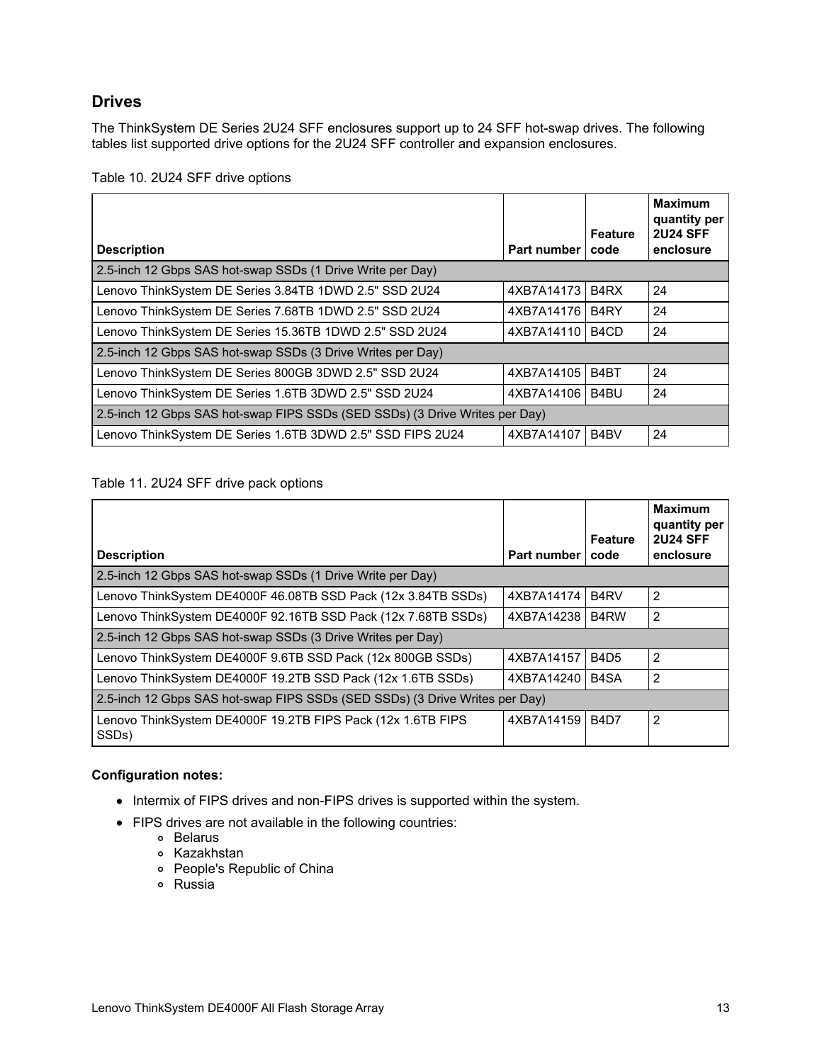## Drives

The ThinkSystem DE Series 2U24 SFF enclosures support up to 24 SFF hot-swap drives. The following tables list supported drive options for the 2U24 SFF controller and expansion enclosures.

Table 10. 2U24 SFF drive options

| Description | Part number | Feature code | Maximum quantity per 2U24 SFF enclosure |
|---|---|---|---|
| 2.5-inch 12 Gbps SAS hot-swap SSDs (1 Drive Write per Day) | | | |
| Lenovo ThinkSystem DE Series 3.84TB 1DWD 2.5" SSD 2U24 | 4XB7A14173 | B4RX | 24 |
| Lenovo ThinkSystem DE Series 7.68TB 1DWD 2.5" SSD 2U24 | 4XB7A14176 | B4RY | 24 |
| Lenovo ThinkSystem DE Series 15.36TB 1DWD 2.5" SSD 2U24 | 4XB7A14110 | B4CD | 24 |
| 2.5-inch 12 Gbps SAS hot-swap SSDs (3 Drive Writes per Day) | | | |
| Lenovo ThinkSystem DE Series 800GB 3DWD 2.5" SSD 2U24 | 4XB7A14105 | B4BT | 24 |
| Lenovo ThinkSystem DE Series 1.6TB 3DWD 2.5" SSD 2U24 | 4XB7A14106 | B4BU | 24 |
| 2.5-inch 12 Gbps SAS hot-swap FIPS SSDs (SED SSDs) (3 Drive Writes per Day) | | | |
| Lenovo ThinkSystem DE Series 1.6TB 3DWD 2.5" SSD FIPS 2U24 | 4XB7A14107 | B4BV | 24 |

Table 11. 2U24 SFF drive pack options

| Description | Part number | Feature code | Maximum quantity per 2U24 SFF enclosure |
|---|---|---|---|
| 2.5-inch 12 Gbps SAS hot-swap SSDs (1 Drive Write per Day) | | | |
| Lenovo ThinkSystem DE4000F 46.08TB SSD Pack (12x 3.84TB SSDs) | 4XB7A14174 | B4RV | 2 |
| Lenovo ThinkSystem DE4000F 92.16TB SSD Pack (12x 7.68TB SSDs) | 4XB7A14238 | B4RW | 2 |
| 2.5-inch 12 Gbps SAS hot-swap SSDs (3 Drive Writes per Day) | | | |
| Lenovo ThinkSystem DE4000F 9.6TB SSD Pack (12x 800GB SSDs) | 4XB7A14157 | B4D5 | 2 |
| Lenovo ThinkSystem DE4000F 19.2TB SSD Pack (12x 1.6TB SSDs) | 4XB7A14240 | B4SA | 2 |
| 2.5-inch 12 Gbps SAS hot-swap FIPS SSDs (SED SSDs) (3 Drive Writes per Day) | | | |
| Lenovo ThinkSystem DE4000F 19.2TB FIPS Pack (12x 1.6TB FIPS SSDs) | 4XB7A14159 | B4D7 | 2 |

**Configuration notes:**

- Intermix of FIPS drives and non-FIPS drives is supported within the system.
- FIPS drives are not available in the following countries:
  - Belarus
  - Kazakhstan
  - People's Republic of China
  - Russia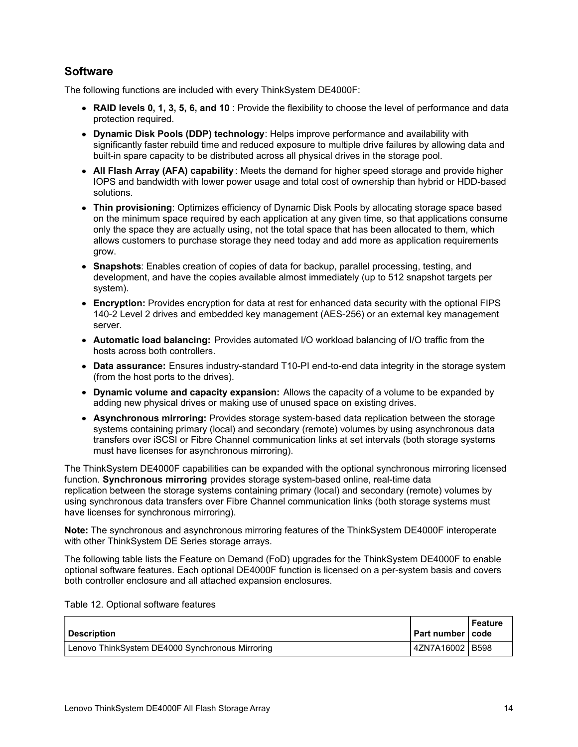## Software

The following functions are included with every ThinkSystem DE4000F:

- **RAID levels 0, 1, 3, 5, 6, and 10** : Provide the flexibility to choose the level of performance and data protection required.
- **Dynamic Disk Pools (DDP) technology**: Helps improve performance and availability with significantly faster rebuild time and reduced exposure to multiple drive failures by allowing data and built-in spare capacity to be distributed across all physical drives in the storage pool.
- **All Flash Array (AFA) capability** : Meets the demand for higher speed storage and provide higher IOPS and bandwidth with lower power usage and total cost of ownership than hybrid or HDD-based solutions.
- **Thin provisioning**: Optimizes efficiency of Dynamic Disk Pools by allocating storage space based on the minimum space required by each application at any given time, so that applications consume only the space they are actually using, not the total space that has been allocated to them, which allows customers to purchase storage they need today and add more as application requirements grow.
- **Snapshots**: Enables creation of copies of data for backup, parallel processing, testing, and development, and have the copies available almost immediately (up to 512 snapshot targets per system).
- **Encryption:** Provides encryption for data at rest for enhanced data security with the optional FIPS 140-2 Level 2 drives and embedded key management (AES-256) or an external key management server.
- **Automatic load balancing:** Provides automated I/O workload balancing of I/O traffic from the hosts across both controllers.
- **Data assurance:** Ensures industry-standard T10-PI end-to-end data integrity in the storage system (from the host ports to the drives).
- **Dynamic volume and capacity expansion:** Allows the capacity of a volume to be expanded by adding new physical drives or making use of unused space on existing drives.
- **Asynchronous mirroring:** Provides storage system-based data replication between the storage systems containing primary (local) and secondary (remote) volumes by using asynchronous data transfers over iSCSI or Fibre Channel communication links at set intervals (both storage systems must have licenses for asynchronous mirroring).

The ThinkSystem DE4000F capabilities can be expanded with the optional synchronous mirroring licensed function. **Synchronous mirroring** provides storage system-based online, real-time data replication between the storage systems containing primary (local) and secondary (remote) volumes by using synchronous data transfers over Fibre Channel communication links (both storage systems must have licenses for synchronous mirroring).

**Note:** The synchronous and asynchronous mirroring features of the ThinkSystem DE4000F interoperate with other ThinkSystem DE Series storage arrays.

The following table lists the Feature on Demand (FoD) upgrades for the ThinkSystem DE4000F to enable optional software features. Each optional DE4000F function is licensed on a per-system basis and covers both controller enclosure and all attached expansion enclosures.

Table 12. Optional software features

| Description | Part number | Feature code |
|---|---|---|
| Lenovo ThinkSystem DE4000 Synchronous Mirroring | 4ZN7A16002 | B598 |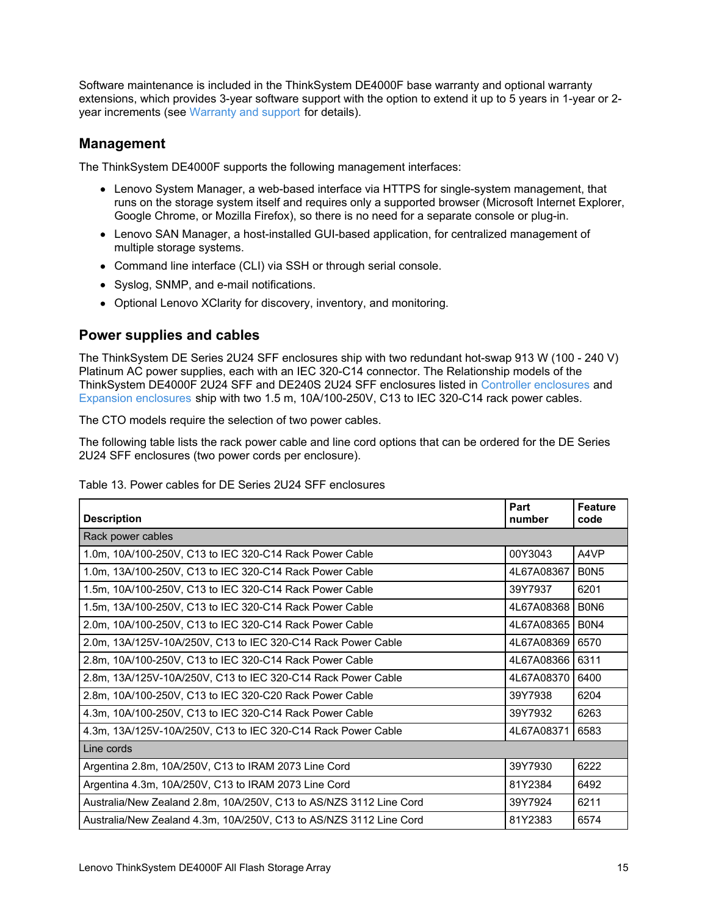Software maintenance is included in the ThinkSystem DE4000F base warranty and optional warranty extensions, which provides 3-year software support with the option to extend it up to 5 years in 1-year or 2-year increments (see Warranty and support for details).

## Management

The ThinkSystem DE4000F supports the following management interfaces:

- Lenovo System Manager, a web-based interface via HTTPS for single-system management, that runs on the storage system itself and requires only a supported browser (Microsoft Internet Explorer, Google Chrome, or Mozilla Firefox), so there is no need for a separate console or plug-in.
- Lenovo SAN Manager, a host-installed GUI-based application, for centralized management of multiple storage systems.
- Command line interface (CLI) via SSH or through serial console.
- Syslog, SNMP, and e-mail notifications.
- Optional Lenovo XClarity for discovery, inventory, and monitoring.

## Power supplies and cables

The ThinkSystem DE Series 2U24 SFF enclosures ship with two redundant hot-swap 913 W (100 - 240 V) Platinum AC power supplies, each with an IEC 320-C14 connector. The Relationship models of the ThinkSystem DE4000F 2U24 SFF and DE240S 2U24 SFF enclosures listed in Controller enclosures and Expansion enclosures ship with two 1.5 m, 10A/100-250V, C13 to IEC 320-C14 rack power cables.

The CTO models require the selection of two power cables.

The following table lists the rack power cable and line cord options that can be ordered for the DE Series 2U24 SFF enclosures (two power cords per enclosure).

Table 13. Power cables for DE Series 2U24 SFF enclosures

| Description | Part number | Feature code |
|---|---|---|
| Rack power cables | | |
| 1.0m, 10A/100-250V, C13 to IEC 320-C14 Rack Power Cable | 00Y3043 | A4VP |
| 1.0m, 13A/100-250V, C13 to IEC 320-C14 Rack Power Cable | 4L67A08367 | B0N5 |
| 1.5m, 10A/100-250V, C13 to IEC 320-C14 Rack Power Cable | 39Y7937 | 6201 |
| 1.5m, 13A/100-250V, C13 to IEC 320-C14 Rack Power Cable | 4L67A08368 | B0N6 |
| 2.0m, 10A/100-250V, C13 to IEC 320-C14 Rack Power Cable | 4L67A08365 | B0N4 |
| 2.0m, 13A/125V-10A/250V, C13 to IEC 320-C14 Rack Power Cable | 4L67A08369 | 6570 |
| 2.8m, 10A/100-250V, C13 to IEC 320-C14 Rack Power Cable | 4L67A08366 | 6311 |
| 2.8m, 13A/125V-10A/250V, C13 to IEC 320-C14 Rack Power Cable | 4L67A08370 | 6400 |
| 2.8m, 10A/100-250V, C13 to IEC 320-C20 Rack Power Cable | 39Y7938 | 6204 |
| 4.3m, 10A/100-250V, C13 to IEC 320-C14 Rack Power Cable | 39Y7932 | 6263 |
| 4.3m, 13A/125V-10A/250V, C13 to IEC 320-C14 Rack Power Cable | 4L67A08371 | 6583 |
| Line cords | | |
| Argentina 2.8m, 10A/250V, C13 to IRAM 2073 Line Cord | 39Y7930 | 6222 |
| Argentina 4.3m, 10A/250V, C13 to IRAM 2073 Line Cord | 81Y2384 | 6492 |
| Australia/New Zealand 2.8m, 10A/250V, C13 to AS/NZS 3112 Line Cord | 39Y7924 | 6211 |
| Australia/New Zealand 4.3m, 10A/250V, C13 to AS/NZS 3112 Line Cord | 81Y2383 | 6574 |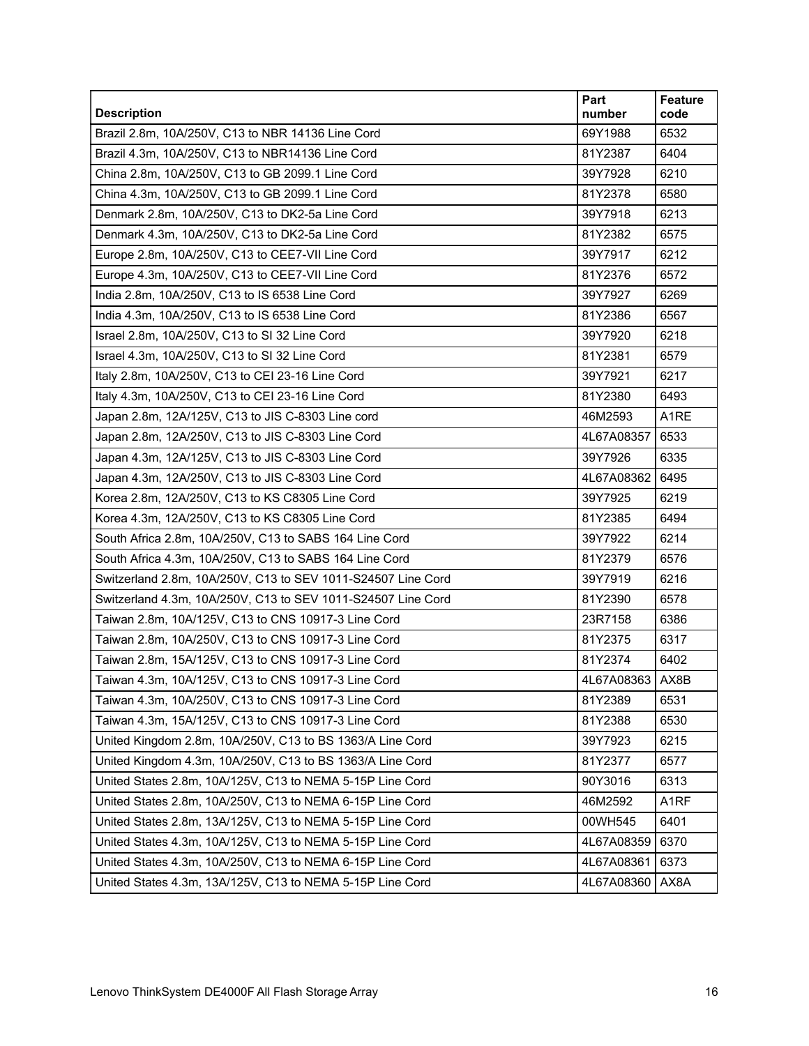| Description | Part number | Feature code |
|---|---|---|
| Brazil 2.8m, 10A/250V, C13 to NBR 14136 Line Cord | 69Y1988 | 6532 |
| Brazil 4.3m, 10A/250V, C13 to NBR14136 Line Cord | 81Y2387 | 6404 |
| China 2.8m, 10A/250V, C13 to GB 2099.1 Line Cord | 39Y7928 | 6210 |
| China 4.3m, 10A/250V, C13 to GB 2099.1 Line Cord | 81Y2378 | 6580 |
| Denmark 2.8m, 10A/250V, C13 to DK2-5a Line Cord | 39Y7918 | 6213 |
| Denmark 4.3m, 10A/250V, C13 to DK2-5a Line Cord | 81Y2382 | 6575 |
| Europe 2.8m, 10A/250V, C13 to CEE7-VII Line Cord | 39Y7917 | 6212 |
| Europe 4.3m, 10A/250V, C13 to CEE7-VII Line Cord | 81Y2376 | 6572 |
| India 2.8m, 10A/250V, C13 to IS 6538 Line Cord | 39Y7927 | 6269 |
| India 4.3m, 10A/250V, C13 to IS 6538 Line Cord | 81Y2386 | 6567 |
| Israel 2.8m, 10A/250V, C13 to SI 32 Line Cord | 39Y7920 | 6218 |
| Israel 4.3m, 10A/250V, C13 to SI 32 Line Cord | 81Y2381 | 6579 |
| Italy 2.8m, 10A/250V, C13 to CEI 23-16 Line Cord | 39Y7921 | 6217 |
| Italy 4.3m, 10A/250V, C13 to CEI 23-16 Line Cord | 81Y2380 | 6493 |
| Japan 2.8m, 12A/125V, C13 to JIS C-8303 Line cord | 46M2593 | A1RE |
| Japan 2.8m, 12A/250V, C13 to JIS C-8303 Line Cord | 4L67A08357 | 6533 |
| Japan 4.3m, 12A/125V, C13 to JIS C-8303 Line Cord | 39Y7926 | 6335 |
| Japan 4.3m, 12A/250V, C13 to JIS C-8303 Line Cord | 4L67A08362 | 6495 |
| Korea 2.8m, 12A/250V, C13 to KS C8305 Line Cord | 39Y7925 | 6219 |
| Korea 4.3m, 12A/250V, C13 to KS C8305 Line Cord | 81Y2385 | 6494 |
| South Africa 2.8m, 10A/250V, C13 to SABS 164 Line Cord | 39Y7922 | 6214 |
| South Africa 4.3m, 10A/250V, C13 to SABS 164 Line Cord | 81Y2379 | 6576 |
| Switzerland 2.8m, 10A/250V, C13 to SEV 1011-S24507 Line Cord | 39Y7919 | 6216 |
| Switzerland 4.3m, 10A/250V, C13 to SEV 1011-S24507 Line Cord | 81Y2390 | 6578 |
| Taiwan 2.8m, 10A/125V, C13 to CNS 10917-3 Line Cord | 23R7158 | 6386 |
| Taiwan 2.8m, 10A/250V, C13 to CNS 10917-3 Line Cord | 81Y2375 | 6317 |
| Taiwan 2.8m, 15A/125V, C13 to CNS 10917-3 Line Cord | 81Y2374 | 6402 |
| Taiwan 4.3m, 10A/125V, C13 to CNS 10917-3 Line Cord | 4L67A08363 | AX8B |
| Taiwan 4.3m, 10A/250V, C13 to CNS 10917-3 Line Cord | 81Y2389 | 6531 |
| Taiwan 4.3m, 15A/125V, C13 to CNS 10917-3 Line Cord | 81Y2388 | 6530 |
| United Kingdom 2.8m, 10A/250V, C13 to BS 1363/A Line Cord | 39Y7923 | 6215 |
| United Kingdom 4.3m, 10A/250V, C13 to BS 1363/A Line Cord | 81Y2377 | 6577 |
| United States 2.8m, 10A/125V, C13 to NEMA 5-15P Line Cord | 90Y3016 | 6313 |
| United States 2.8m, 10A/250V, C13 to NEMA 6-15P Line Cord | 46M2592 | A1RF |
| United States 2.8m, 13A/125V, C13 to NEMA 5-15P Line Cord | 00WH545 | 6401 |
| United States 4.3m, 10A/125V, C13 to NEMA 5-15P Line Cord | 4L67A08359 | 6370 |
| United States 4.3m, 10A/250V, C13 to NEMA 6-15P Line Cord | 4L67A08361 | 6373 |
| United States 4.3m, 13A/125V, C13 to NEMA 5-15P Line Cord | 4L67A08360 | AX8A |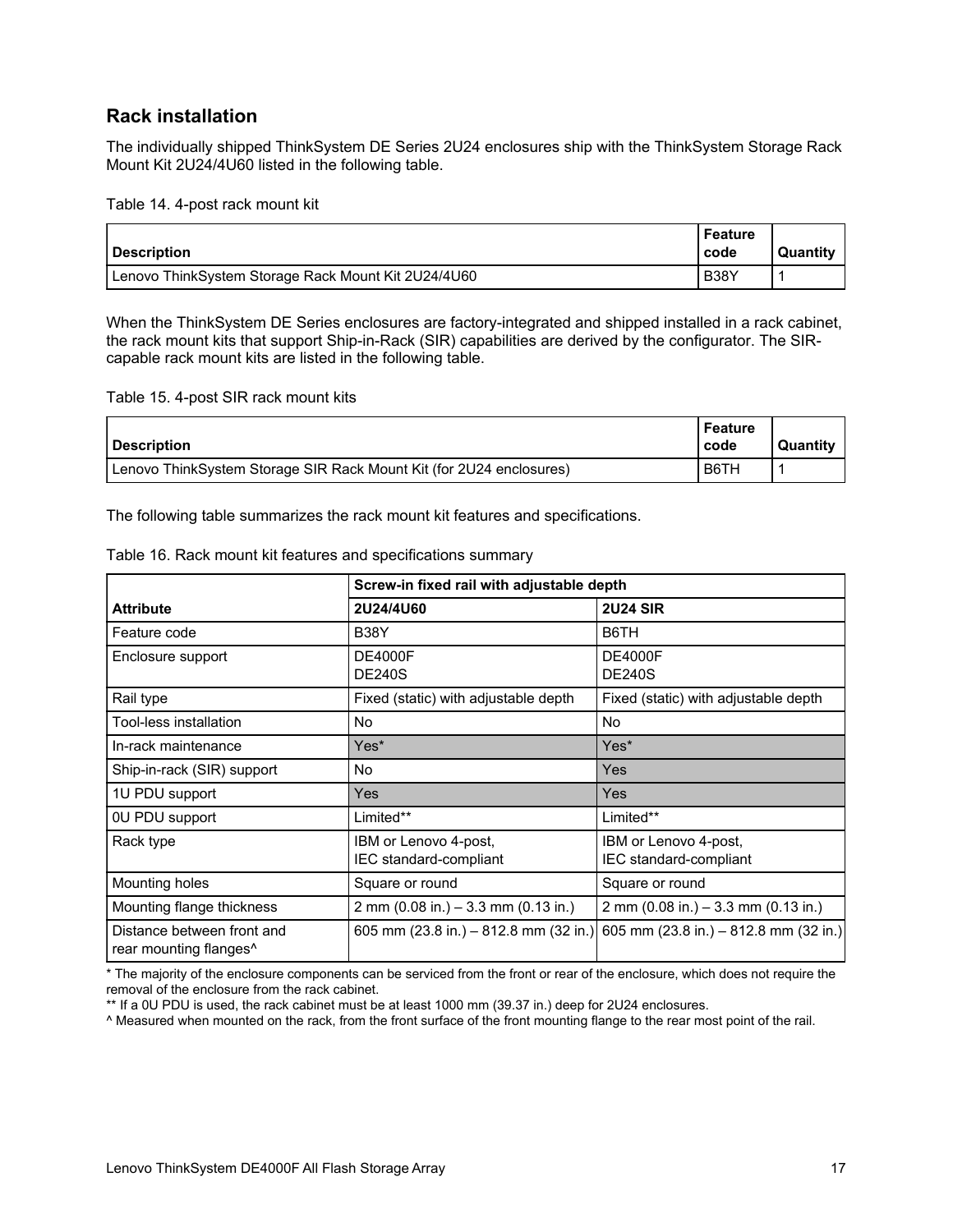## Rack installation

The individually shipped ThinkSystem DE Series 2U24 enclosures ship with the ThinkSystem Storage Rack Mount Kit 2U24/4U60 listed in the following table.

Table 14. 4-post rack mount kit

| Description | Feature code | Quantity |
|---|---|---|
| Lenovo ThinkSystem Storage Rack Mount Kit 2U24/4U60 | B38Y | 1 |

When the ThinkSystem DE Series enclosures are factory-integrated and shipped installed in a rack cabinet, the rack mount kits that support Ship-in-Rack (SIR) capabilities are derived by the configurator. The SIR-capable rack mount kits are listed in the following table.

Table 15. 4-post SIR rack mount kits

| Description | Feature code | Quantity |
|---|---|---|
| Lenovo ThinkSystem Storage SIR Rack Mount Kit (for 2U24 enclosures) | B6TH | 1 |

The following table summarizes the rack mount kit features and specifications.

Table 16. Rack mount kit features and specifications summary

| | Screw-in fixed rail with adjustable depth | |
|---|---|---|
| **Attribute** | **2U24/4U60** | **2U24 SIR** |
| Feature code | B38Y | B6TH |
| Enclosure support | DE4000F<br>DE240S | DE4000F<br>DE240S |
| Rail type | Fixed (static) with adjustable depth | Fixed (static) with adjustable depth |
| Tool-less installation | No | No |
| In-rack maintenance | Yes* | Yes* |
| Ship-in-rack (SIR) support | No | Yes |
| 1U PDU support | Yes | Yes |
| 0U PDU support | Limited** | Limited** |
| Rack type | IBM or Lenovo 4-post, IEC standard-compliant | IBM or Lenovo 4-post, IEC standard-compliant |
| Mounting holes | Square or round | Square or round |
| Mounting flange thickness | 2 mm (0.08 in.) – 3.3 mm (0.13 in.) | 2 mm (0.08 in.) – 3.3 mm (0.13 in.) |
| Distance between front and rear mounting flanges^ | 605 mm (23.8 in.) – 812.8 mm (32 in.) | 605 mm (23.8 in.) – 812.8 mm (32 in.) |

* The majority of the enclosure components can be serviced from the front or rear of the enclosure, which does not require the removal of the enclosure from the rack cabinet.

** If a 0U PDU is used, the rack cabinet must be at least 1000 mm (39.37 in.) deep for 2U24 enclosures.

^ Measured when mounted on the rack, from the front surface of the front mounting flange to the rear most point of the rail.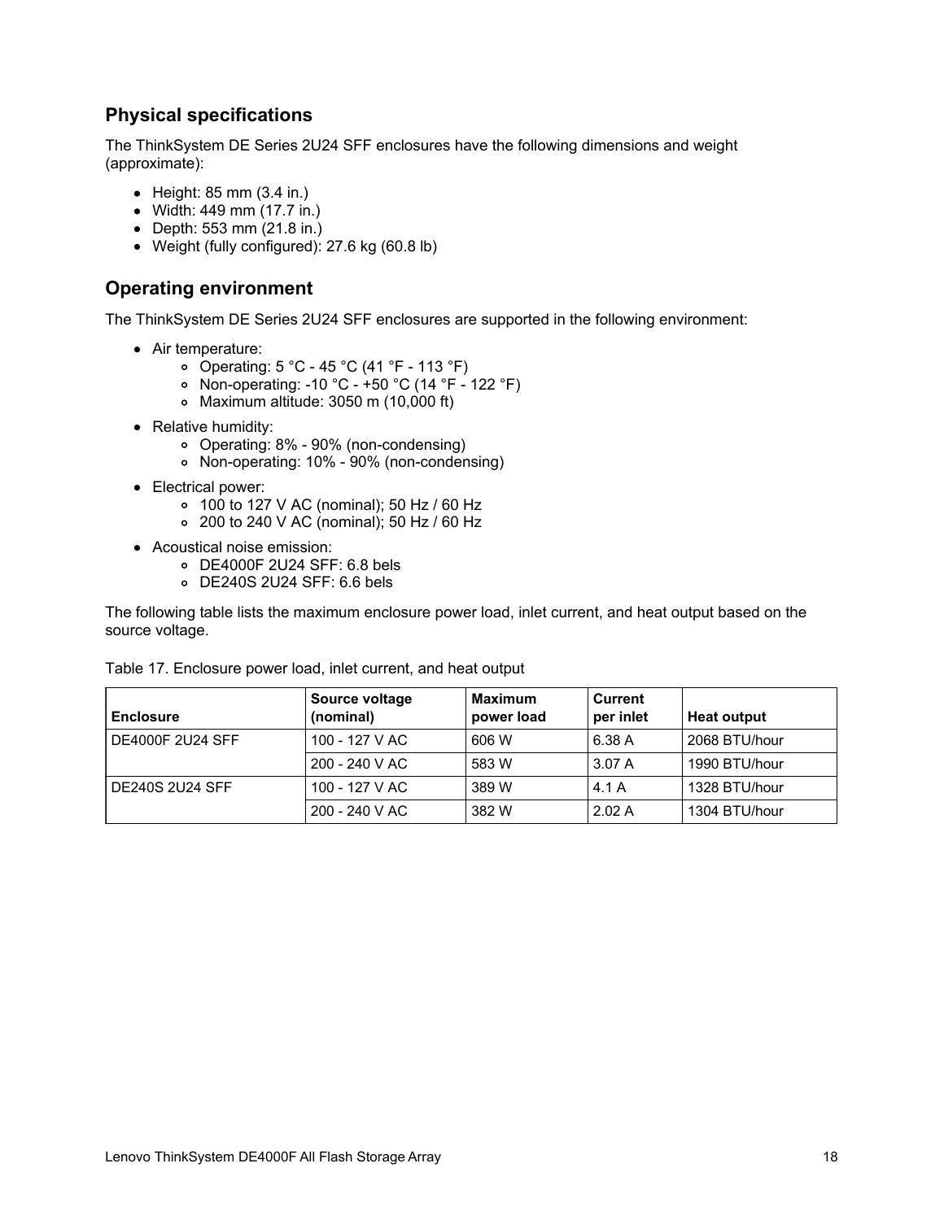## Physical specifications

The ThinkSystem DE Series 2U24 SFF enclosures have the following dimensions and weight (approximate):

- Height: 85 mm (3.4 in.)
- Width: 449 mm (17.7 in.)
- Depth: 553 mm (21.8 in.)
- Weight (fully configured): 27.6 kg (60.8 lb)

## Operating environment

The ThinkSystem DE Series 2U24 SFF enclosures are supported in the following environment:

- Air temperature:
  - Operating: 5 °C - 45 °C (41 °F - 113 °F)
  - Non-operating: -10 °C - +50 °C (14 °F - 122 °F)
  - Maximum altitude: 3050 m (10,000 ft)
- Relative humidity:
  - Operating: 8% - 90% (non-condensing)
  - Non-operating: 10% - 90% (non-condensing)
- Electrical power:
  - 100 to 127 V AC (nominal); 50 Hz / 60 Hz
  - 200 to 240 V AC (nominal); 50 Hz / 60 Hz
- Acoustical noise emission:
  - DE4000F 2U24 SFF: 6.8 bels
  - DE240S 2U24 SFF: 6.6 bels

The following table lists the maximum enclosure power load, inlet current, and heat output based on the source voltage.

Table 17. Enclosure power load, inlet current, and heat output

| Enclosure | Source voltage (nominal) | Maximum power load | Current per inlet | Heat output |
|---|---|---|---|---|
| DE4000F 2U24 SFF | 100 - 127 V AC | 606 W | 6.38 A | 2068 BTU/hour |
| | 200 - 240 V AC | 583 W | 3.07 A | 1990 BTU/hour |
| DE240S 2U24 SFF | 100 - 127 V AC | 389 W | 4.1 A | 1328 BTU/hour |
| | 200 - 240 V AC | 382 W | 2.02 A | 1304 BTU/hour |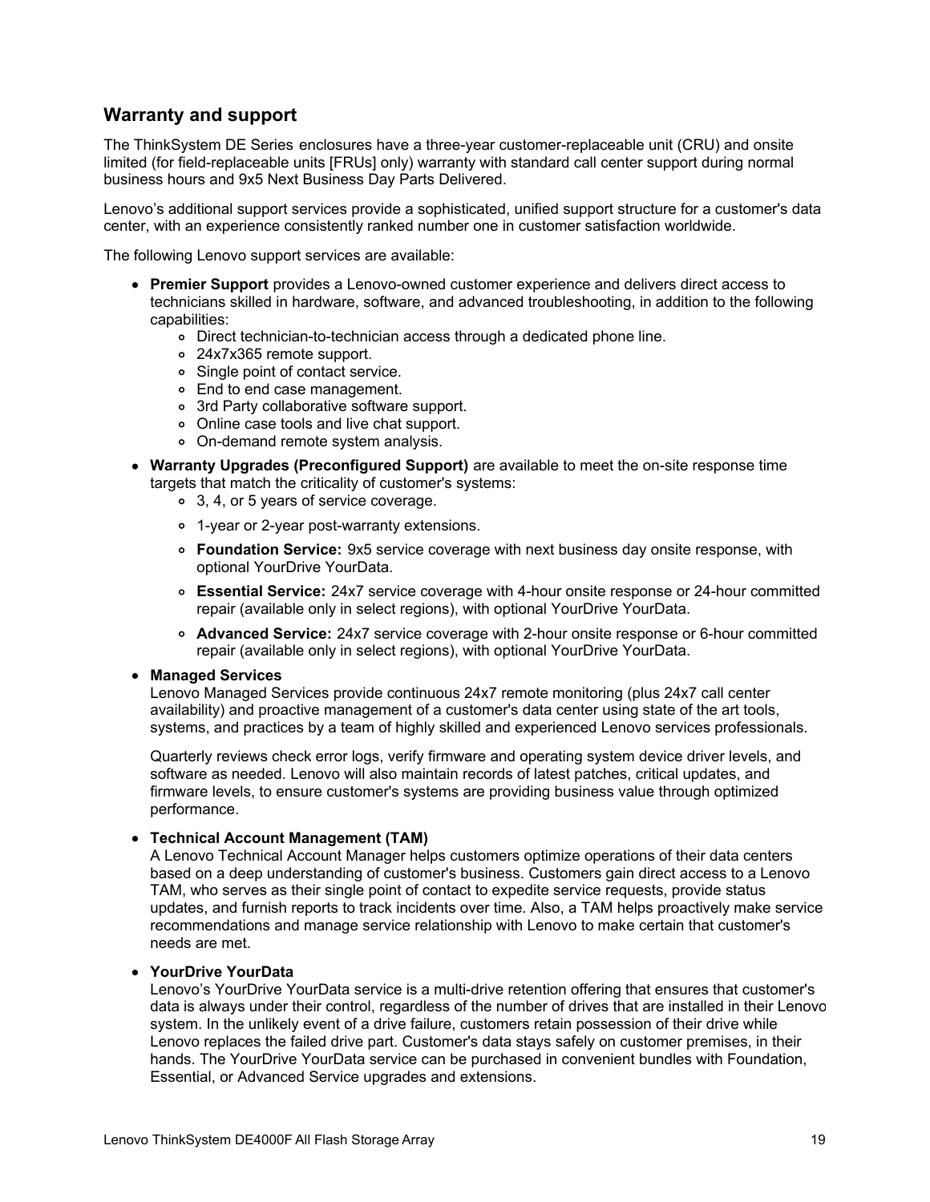## Warranty and support

The ThinkSystem DE Series enclosures have a three-year customer-replaceable unit (CRU) and onsite limited (for field-replaceable units [FRUs] only) warranty with standard call center support during normal business hours and 9x5 Next Business Day Parts Delivered.

Lenovo's additional support services provide a sophisticated, unified support structure for a customer's data center, with an experience consistently ranked number one in customer satisfaction worldwide.

The following Lenovo support services are available:

- **Premier Support** provides a Lenovo-owned customer experience and delivers direct access to technicians skilled in hardware, software, and advanced troubleshooting, in addition to the following capabilities:
  - Direct technician-to-technician access through a dedicated phone line.
  - 24x7x365 remote support.
  - Single point of contact service.
  - End to end case management.
  - 3rd Party collaborative software support.
  - Online case tools and live chat support.
  - On-demand remote system analysis.
- **Warranty Upgrades (Preconfigured Support)** are available to meet the on-site response time targets that match the criticality of customer's systems:
  - 3, 4, or 5 years of service coverage.
  - 1-year or 2-year post-warranty extensions.
  - **Foundation Service:** 9x5 service coverage with next business day onsite response, with optional YourDrive YourData.
  - **Essential Service:** 24x7 service coverage with 4-hour onsite response or 24-hour committed repair (available only in select regions), with optional YourDrive YourData.
  - **Advanced Service:** 24x7 service coverage with 2-hour onsite response or 6-hour committed repair (available only in select regions), with optional YourDrive YourData.
- **Managed Services**

  Lenovo Managed Services provide continuous 24x7 remote monitoring (plus 24x7 call center availability) and proactive management of a customer's data center using state of the art tools, systems, and practices by a team of highly skilled and experienced Lenovo services professionals.

  Quarterly reviews check error logs, verify firmware and operating system device driver levels, and software as needed. Lenovo will also maintain records of latest patches, critical updates, and firmware levels, to ensure customer's systems are providing business value through optimized performance.
- **Technical Account Management (TAM)**

  A Lenovo Technical Account Manager helps customers optimize operations of their data centers based on a deep understanding of customer's business. Customers gain direct access to a Lenovo TAM, who serves as their single point of contact to expedite service requests, provide status updates, and furnish reports to track incidents over time. Also, a TAM helps proactively make service recommendations and manage service relationship with Lenovo to make certain that customer's needs are met.
- **YourDrive YourData**

  Lenovo's YourDrive YourData service is a multi-drive retention offering that ensures that customer's data is always under their control, regardless of the number of drives that are installed in their Lenovo system. In the unlikely event of a drive failure, customers retain possession of their drive while Lenovo replaces the failed drive part. Customer's data stays safely on customer premises, in their hands. The YourDrive YourData service can be purchased in convenient bundles with Foundation, Essential, or Advanced Service upgrades and extensions.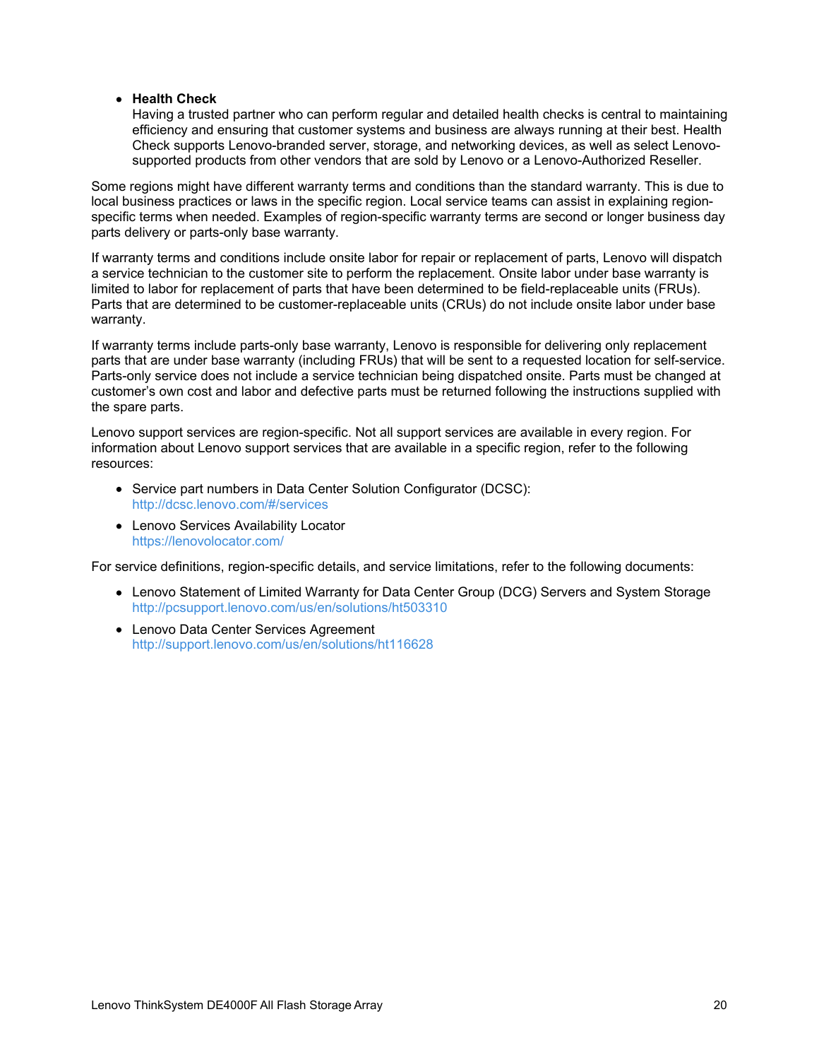- **Health Check**
  Having a trusted partner who can perform regular and detailed health checks is central to maintaining efficiency and ensuring that customer systems and business are always running at their best. Health Check supports Lenovo-branded server, storage, and networking devices, as well as select Lenovo-supported products from other vendors that are sold by Lenovo or a Lenovo-Authorized Reseller.

Some regions might have different warranty terms and conditions than the standard warranty. This is due to local business practices or laws in the specific region. Local service teams can assist in explaining region-specific terms when needed. Examples of region-specific warranty terms are second or longer business day parts delivery or parts-only base warranty.

If warranty terms and conditions include onsite labor for repair or replacement of parts, Lenovo will dispatch a service technician to the customer site to perform the replacement. Onsite labor under base warranty is limited to labor for replacement of parts that have been determined to be field-replaceable units (FRUs). Parts that are determined to be customer-replaceable units (CRUs) do not include onsite labor under base warranty.

If warranty terms include parts-only base warranty, Lenovo is responsible for delivering only replacement parts that are under base warranty (including FRUs) that will be sent to a requested location for self-service. Parts-only service does not include a service technician being dispatched onsite. Parts must be changed at customer's own cost and labor and defective parts must be returned following the instructions supplied with the spare parts.

Lenovo support services are region-specific. Not all support services are available in every region. For information about Lenovo support services that are available in a specific region, refer to the following resources:

- Service part numbers in Data Center Solution Configurator (DCSC):
  http://dcsc.lenovo.com/#/services
- Lenovo Services Availability Locator
  https://lenovolocator.com/

For service definitions, region-specific details, and service limitations, refer to the following documents:

- Lenovo Statement of Limited Warranty for Data Center Group (DCG) Servers and System Storage
  http://pcsupport.lenovo.com/us/en/solutions/ht503310
- Lenovo Data Center Services Agreement
  http://support.lenovo.com/us/en/solutions/ht116628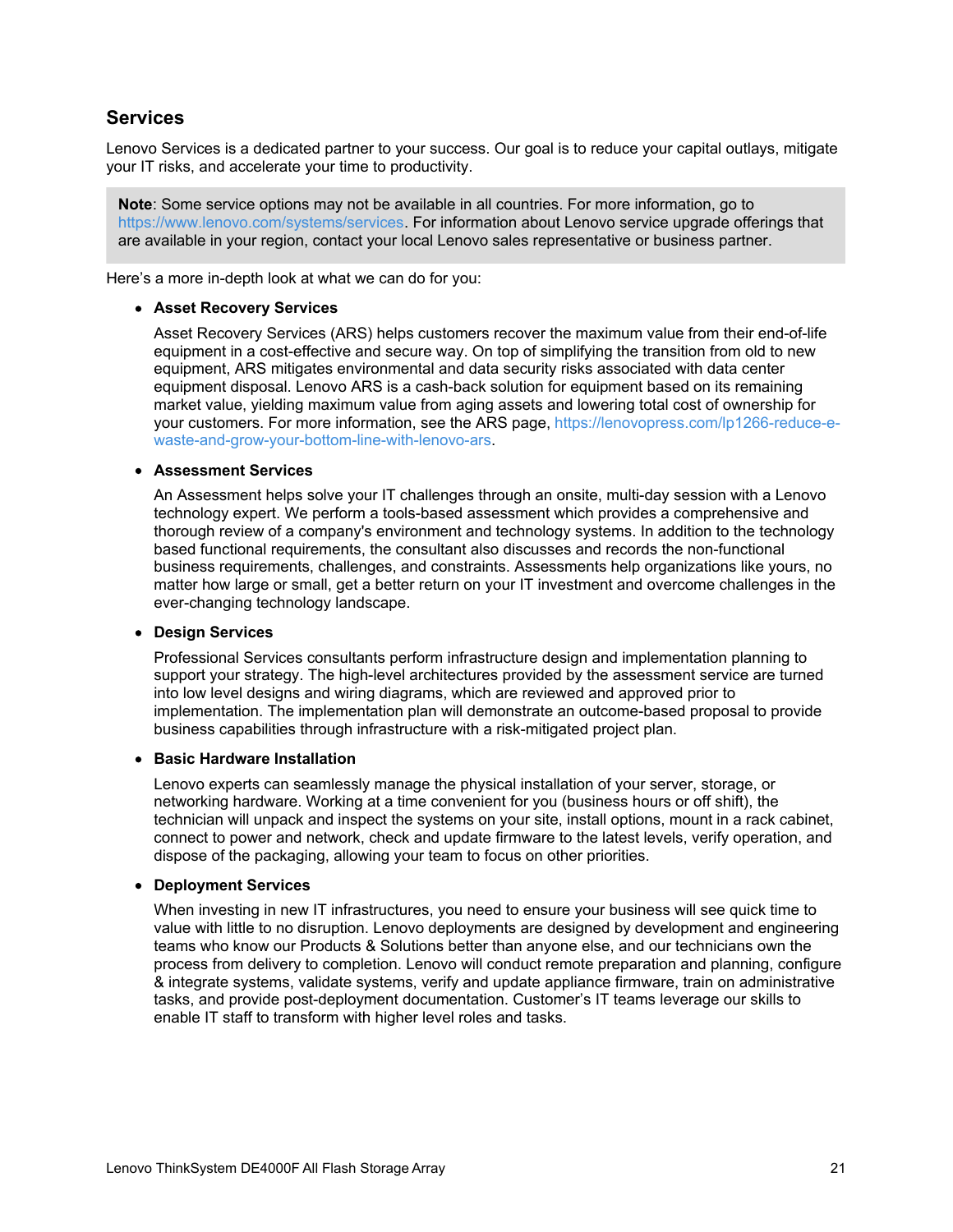## Services

Lenovo Services is a dedicated partner to your success. Our goal is to reduce your capital outlays, mitigate your IT risks, and accelerate your time to productivity.

> **Note**: Some service options may not be available in all countries. For more information, go to https://www.lenovo.com/systems/services. For information about Lenovo service upgrade offerings that are available in your region, contact your local Lenovo sales representative or business partner.

Here's a more in-depth look at what we can do for you:

- **Asset Recovery Services**

  Asset Recovery Services (ARS) helps customers recover the maximum value from their end-of-life equipment in a cost-effective and secure way. On top of simplifying the transition from old to new equipment, ARS mitigates environmental and data security risks associated with data center equipment disposal. Lenovo ARS is a cash-back solution for equipment based on its remaining market value, yielding maximum value from aging assets and lowering total cost of ownership for your customers. For more information, see the ARS page, https://lenovopress.com/lp1266-reduce-e-waste-and-grow-your-bottom-line-with-lenovo-ars.

- **Assessment Services**

  An Assessment helps solve your IT challenges through an onsite, multi-day session with a Lenovo technology expert. We perform a tools-based assessment which provides a comprehensive and thorough review of a company's environment and technology systems. In addition to the technology based functional requirements, the consultant also discusses and records the non-functional business requirements, challenges, and constraints. Assessments help organizations like yours, no matter how large or small, get a better return on your IT investment and overcome challenges in the ever-changing technology landscape.

- **Design Services**

  Professional Services consultants perform infrastructure design and implementation planning to support your strategy. The high-level architectures provided by the assessment service are turned into low level designs and wiring diagrams, which are reviewed and approved prior to implementation. The implementation plan will demonstrate an outcome-based proposal to provide business capabilities through infrastructure with a risk-mitigated project plan.

- **Basic Hardware Installation**

  Lenovo experts can seamlessly manage the physical installation of your server, storage, or networking hardware. Working at a time convenient for you (business hours or off shift), the technician will unpack and inspect the systems on your site, install options, mount in a rack cabinet, connect to power and network, check and update firmware to the latest levels, verify operation, and dispose of the packaging, allowing your team to focus on other priorities.

- **Deployment Services**

  When investing in new IT infrastructures, you need to ensure your business will see quick time to value with little to no disruption. Lenovo deployments are designed by development and engineering teams who know our Products & Solutions better than anyone else, and our technicians own the process from delivery to completion. Lenovo will conduct remote preparation and planning, configure & integrate systems, validate systems, verify and update appliance firmware, train on administrative tasks, and provide post-deployment documentation. Customer's IT teams leverage our skills to enable IT staff to transform with higher level roles and tasks.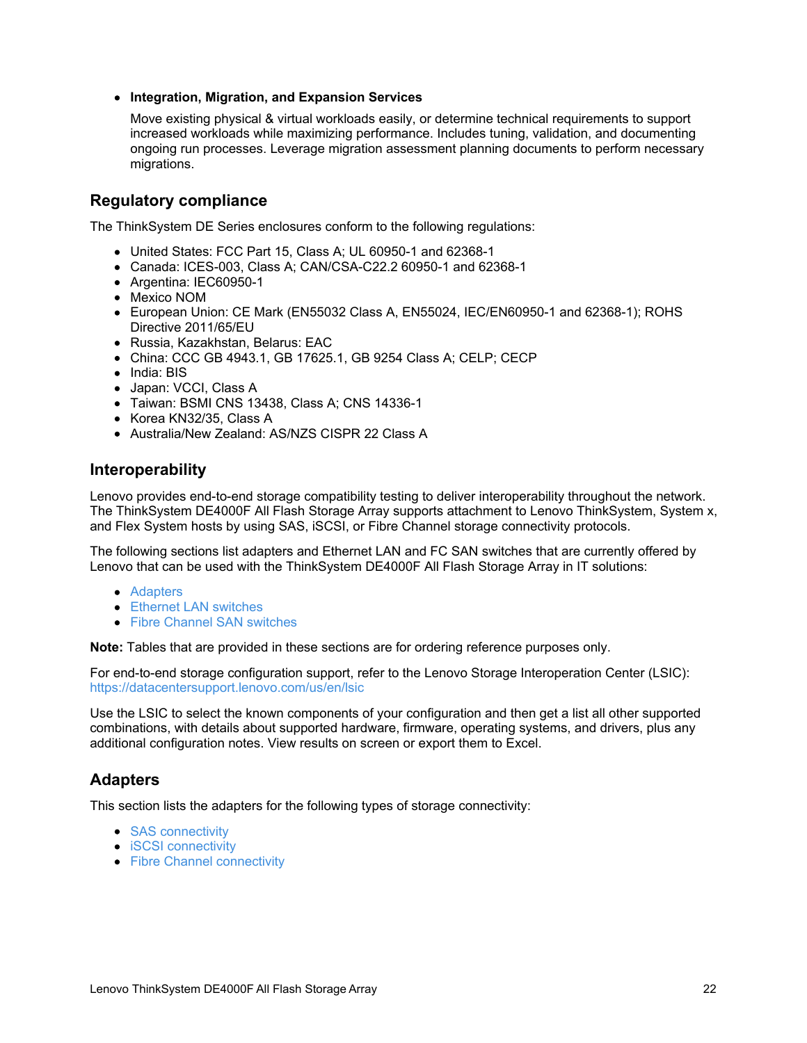- **Integration, Migration, and Expansion Services**

  Move existing physical & virtual workloads easily, or determine technical requirements to support increased workloads while maximizing performance. Includes tuning, validation, and documenting ongoing run processes. Leverage migration assessment planning documents to perform necessary migrations.

## Regulatory compliance

The ThinkSystem DE Series enclosures conform to the following regulations:

- United States: FCC Part 15, Class A; UL 60950-1 and 62368-1
- Canada: ICES-003, Class A; CAN/CSA-C22.2 60950-1 and 62368-1
- Argentina: IEC60950-1
- Mexico NOM
- European Union: CE Mark (EN55032 Class A, EN55024, IEC/EN60950-1 and 62368-1); ROHS Directive 2011/65/EU
- Russia, Kazakhstan, Belarus: EAC
- China: CCC GB 4943.1, GB 17625.1, GB 9254 Class A; CELP; CECP
- India: BIS
- Japan: VCCI, Class A
- Taiwan: BSMI CNS 13438, Class A; CNS 14336-1
- Korea KN32/35, Class A
- Australia/New Zealand: AS/NZS CISPR 22 Class A

## Interoperability

Lenovo provides end-to-end storage compatibility testing to deliver interoperability throughout the network. The ThinkSystem DE4000F All Flash Storage Array supports attachment to Lenovo ThinkSystem, System x, and Flex System hosts by using SAS, iSCSI, or Fibre Channel storage connectivity protocols.

The following sections list adapters and Ethernet LAN and FC SAN switches that are currently offered by Lenovo that can be used with the ThinkSystem DE4000F All Flash Storage Array in IT solutions:

- Adapters
- Ethernet LAN switches
- Fibre Channel SAN switches

**Note:** Tables that are provided in these sections are for ordering reference purposes only.

For end-to-end storage configuration support, refer to the Lenovo Storage Interoperation Center (LSIC):
https://datacentersupport.lenovo.com/us/en/lsic

Use the LSIC to select the known components of your configuration and then get a list all other supported combinations, with details about supported hardware, firmware, operating systems, and drivers, plus any additional configuration notes. View results on screen or export them to Excel.

## Adapters

This section lists the adapters for the following types of storage connectivity:

- SAS connectivity
- iSCSI connectivity
- Fibre Channel connectivity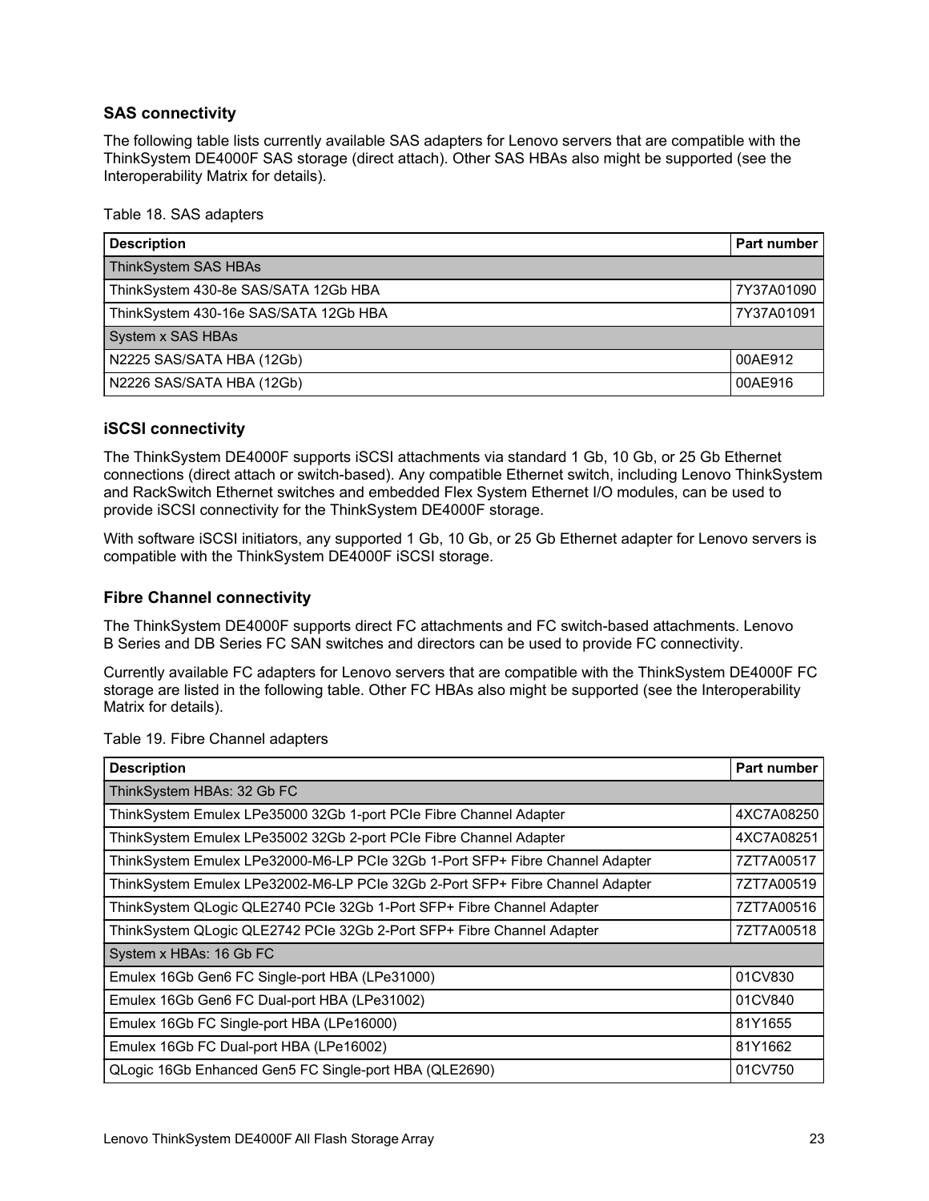### SAS connectivity

The following table lists currently available SAS adapters for Lenovo servers that are compatible with the ThinkSystem DE4000F SAS storage (direct attach). Other SAS HBAs also might be supported (see the Interoperability Matrix for details).

Table 18. SAS adapters

| Description | Part number |
|---|---|
| ThinkSystem SAS HBAs | |
| ThinkSystem 430-8e SAS/SATA 12Gb HBA | 7Y37A01090 |
| ThinkSystem 430-16e SAS/SATA 12Gb HBA | 7Y37A01091 |
| System x SAS HBAs | |
| N2225 SAS/SATA HBA (12Gb) | 00AE912 |
| N2226 SAS/SATA HBA (12Gb) | 00AE916 |

### iSCSI connectivity

The ThinkSystem DE4000F supports iSCSI attachments via standard 1 Gb, 10 Gb, or 25 Gb Ethernet connections (direct attach or switch-based). Any compatible Ethernet switch, including Lenovo ThinkSystem and RackSwitch Ethernet switches and embedded Flex System Ethernet I/O modules, can be used to provide iSCSI connectivity for the ThinkSystem DE4000F storage.

With software iSCSI initiators, any supported 1 Gb, 10 Gb, or 25 Gb Ethernet adapter for Lenovo servers is compatible with the ThinkSystem DE4000F iSCSI storage.

### Fibre Channel connectivity

The ThinkSystem DE4000F supports direct FC attachments and FC switch-based attachments. Lenovo B Series and DB Series FC SAN switches and directors can be used to provide FC connectivity.

Currently available FC adapters for Lenovo servers that are compatible with the ThinkSystem DE4000F FC storage are listed in the following table. Other FC HBAs also might be supported (see the Interoperability Matrix for details).

Table 19. Fibre Channel adapters

| Description | Part number |
|---|---|
| ThinkSystem HBAs: 32 Gb FC | |
| ThinkSystem Emulex LPe35000 32Gb 1-port PCIe Fibre Channel Adapter | 4XC7A08250 |
| ThinkSystem Emulex LPe35002 32Gb 2-port PCIe Fibre Channel Adapter | 4XC7A08251 |
| ThinkSystem Emulex LPe32000-M6-LP PCIe 32Gb 1-Port SFP+ Fibre Channel Adapter | 7ZT7A00517 |
| ThinkSystem Emulex LPe32002-M6-LP PCIe 32Gb 2-Port SFP+ Fibre Channel Adapter | 7ZT7A00519 |
| ThinkSystem QLogic QLE2740 PCIe 32Gb 1-Port SFP+ Fibre Channel Adapter | 7ZT7A00516 |
| ThinkSystem QLogic QLE2742 PCIe 32Gb 2-Port SFP+ Fibre Channel Adapter | 7ZT7A00518 |
| System x HBAs: 16 Gb FC | |
| Emulex 16Gb Gen6 FC Single-port HBA (LPe31000) | 01CV830 |
| Emulex 16Gb Gen6 FC Dual-port HBA (LPe31002) | 01CV840 |
| Emulex 16Gb FC Single-port HBA (LPe16000) | 81Y1655 |
| Emulex 16Gb FC Dual-port HBA (LPe16002) | 81Y1662 |
| QLogic 16Gb Enhanced Gen5 FC Single-port HBA (QLE2690) | 01CV750 |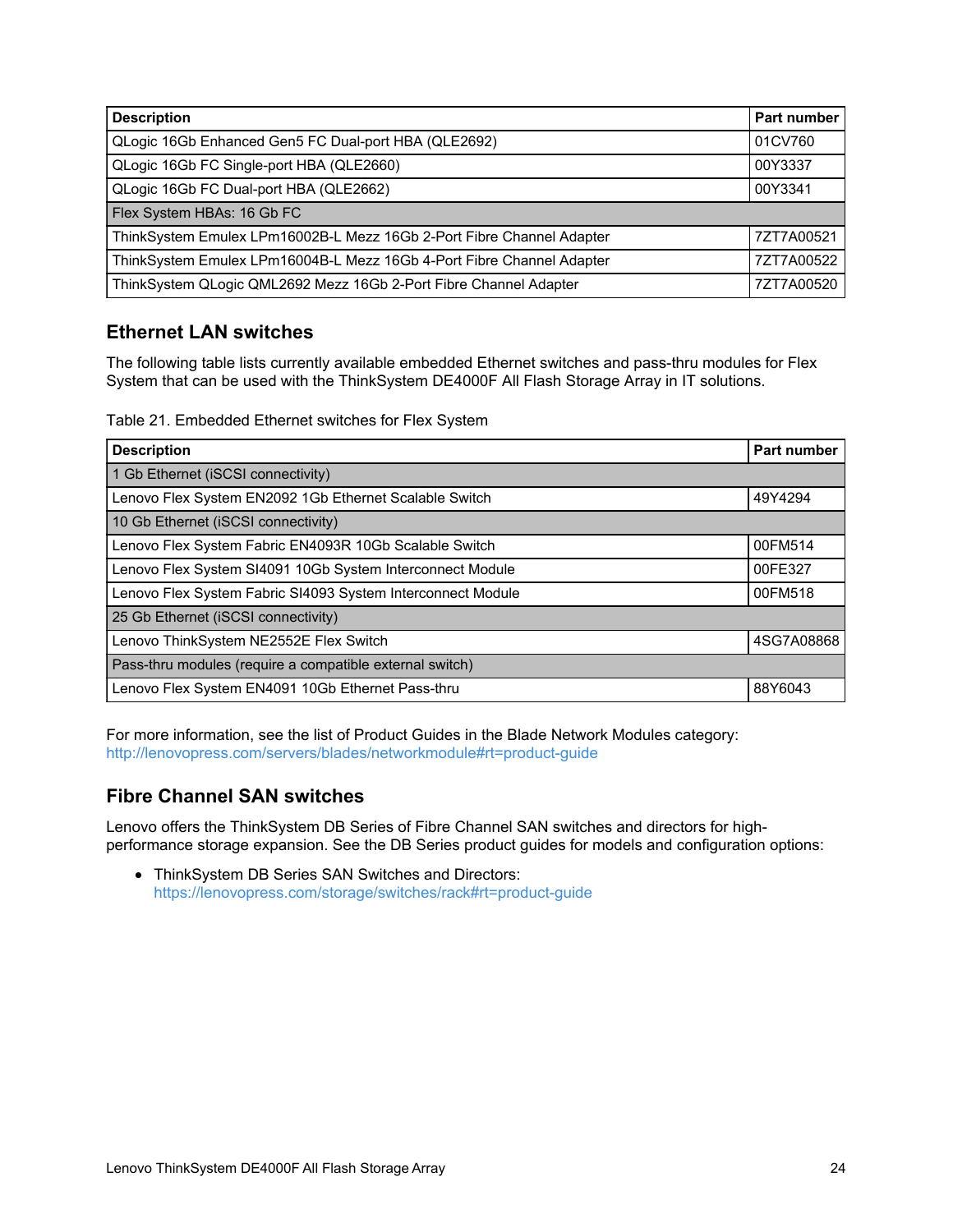| Description | Part number |
|---|---|
| QLogic 16Gb Enhanced Gen5 FC Dual-port HBA (QLE2692) | 01CV760 |
| QLogic 16Gb FC Single-port HBA (QLE2660) | 00Y3337 |
| QLogic 16Gb FC Dual-port HBA (QLE2662) | 00Y3341 |
| Flex System HBAs: 16 Gb FC | |
| ThinkSystem Emulex LPm16002B-L Mezz 16Gb 2-Port Fibre Channel Adapter | 7ZT7A00521 |
| ThinkSystem Emulex LPm16004B-L Mezz 16Gb 4-Port Fibre Channel Adapter | 7ZT7A00522 |
| ThinkSystem QLogic QML2692 Mezz 16Gb 2-Port Fibre Channel Adapter | 7ZT7A00520 |

## Ethernet LAN switches

The following table lists currently available embedded Ethernet switches and pass-thru modules for Flex System that can be used with the ThinkSystem DE4000F All Flash Storage Array in IT solutions.

Table 21. Embedded Ethernet switches for Flex System

| Description | Part number |
|---|---|
| 1 Gb Ethernet (iSCSI connectivity) | |
| Lenovo Flex System EN2092 1Gb Ethernet Scalable Switch | 49Y4294 |
| 10 Gb Ethernet (iSCSI connectivity) | |
| Lenovo Flex System Fabric EN4093R 10Gb Scalable Switch | 00FM514 |
| Lenovo Flex System SI4091 10Gb System Interconnect Module | 00FE327 |
| Lenovo Flex System Fabric SI4093 System Interconnect Module | 00FM518 |
| 25 Gb Ethernet (iSCSI connectivity) | |
| Lenovo ThinkSystem NE2552E Flex Switch | 4SG7A08868 |
| Pass-thru modules (require a compatible external switch) | |
| Lenovo Flex System EN4091 10Gb Ethernet Pass-thru | 88Y6043 |

For more information, see the list of Product Guides in the Blade Network Modules category: http://lenovopress.com/servers/blades/networkmodule#rt=product-guide

## Fibre Channel SAN switches

Lenovo offers the ThinkSystem DB Series of Fibre Channel SAN switches and directors for high-performance storage expansion. See the DB Series product guides for models and configuration options:

- ThinkSystem DB Series SAN Switches and Directors: https://lenovopress.com/storage/switches/rack#rt=product-guide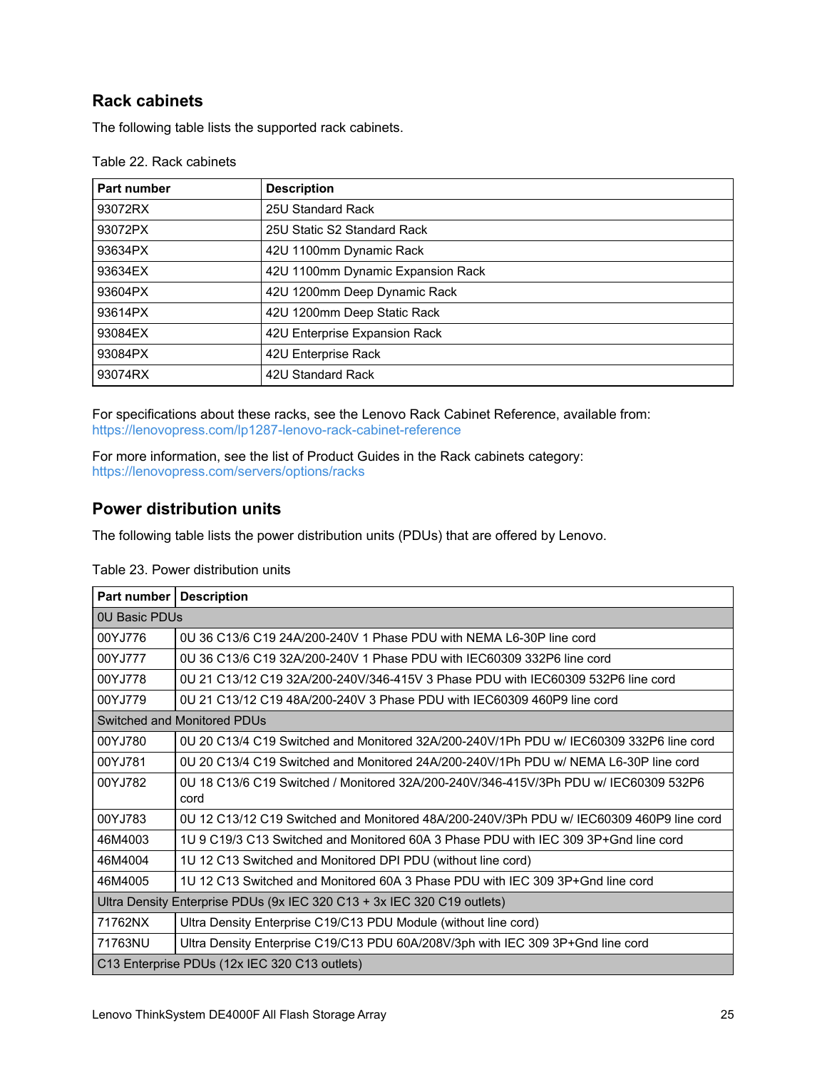## Rack cabinets

The following table lists the supported rack cabinets.

Table 22. Rack cabinets

| Part number | Description |
|---|---|
| 93072RX | 25U Standard Rack |
| 93072PX | 25U Static S2 Standard Rack |
| 93634PX | 42U 1100mm Dynamic Rack |
| 93634EX | 42U 1100mm Dynamic Expansion Rack |
| 93604PX | 42U 1200mm Deep Dynamic Rack |
| 93614PX | 42U 1200mm Deep Static Rack |
| 93084EX | 42U Enterprise Expansion Rack |
| 93084PX | 42U Enterprise Rack |
| 93074RX | 42U Standard Rack |

For specifications about these racks, see the Lenovo Rack Cabinet Reference, available from:
https://lenovopress.com/lp1287-lenovo-rack-cabinet-reference

For more information, see the list of Product Guides in the Rack cabinets category:
https://lenovopress.com/servers/options/racks

## Power distribution units

The following table lists the power distribution units (PDUs) that are offered by Lenovo.

Table 23. Power distribution units

| Part number | Description |
|---|---|
| 0U Basic PDUs | |
| 00YJ776 | 0U 36 C13/6 C19 24A/200-240V 1 Phase PDU with NEMA L6-30P line cord |
| 00YJ777 | 0U 36 C13/6 C19 32A/200-240V 1 Phase PDU with IEC60309 332P6 line cord |
| 00YJ778 | 0U 21 C13/12 C19 32A/200-240V/346-415V 3 Phase PDU with IEC60309 532P6 line cord |
| 00YJ779 | 0U 21 C13/12 C19 48A/200-240V 3 Phase PDU with IEC60309 460P9 line cord |
| Switched and Monitored PDUs | |
| 00YJ780 | 0U 20 C13/4 C19 Switched and Monitored 32A/200-240V/1Ph PDU w/ IEC60309 332P6 line cord |
| 00YJ781 | 0U 20 C13/4 C19 Switched and Monitored 24A/200-240V/1Ph PDU w/ NEMA L6-30P line cord |
| 00YJ782 | 0U 18 C13/6 C19 Switched / Monitored 32A/200-240V/346-415V/3Ph PDU w/ IEC60309 532P6 cord |
| 00YJ783 | 0U 12 C13/12 C19 Switched and Monitored 48A/200-240V/3Ph PDU w/ IEC60309 460P9 line cord |
| 46M4003 | 1U 9 C19/3 C13 Switched and Monitored 60A 3 Phase PDU with IEC 309 3P+Gnd line cord |
| 46M4004 | 1U 12 C13 Switched and Monitored DPI PDU (without line cord) |
| 46M4005 | 1U 12 C13 Switched and Monitored 60A 3 Phase PDU with IEC 309 3P+Gnd line cord |
| Ultra Density Enterprise PDUs (9x IEC 320 C13 + 3x IEC 320 C19 outlets) | |
| 71762NX | Ultra Density Enterprise C19/C13 PDU Module (without line cord) |
| 71763NU | Ultra Density Enterprise C19/C13 PDU 60A/208V/3ph with IEC 309 3P+Gnd line cord |
| C13 Enterprise PDUs (12x IEC 320 C13 outlets) | |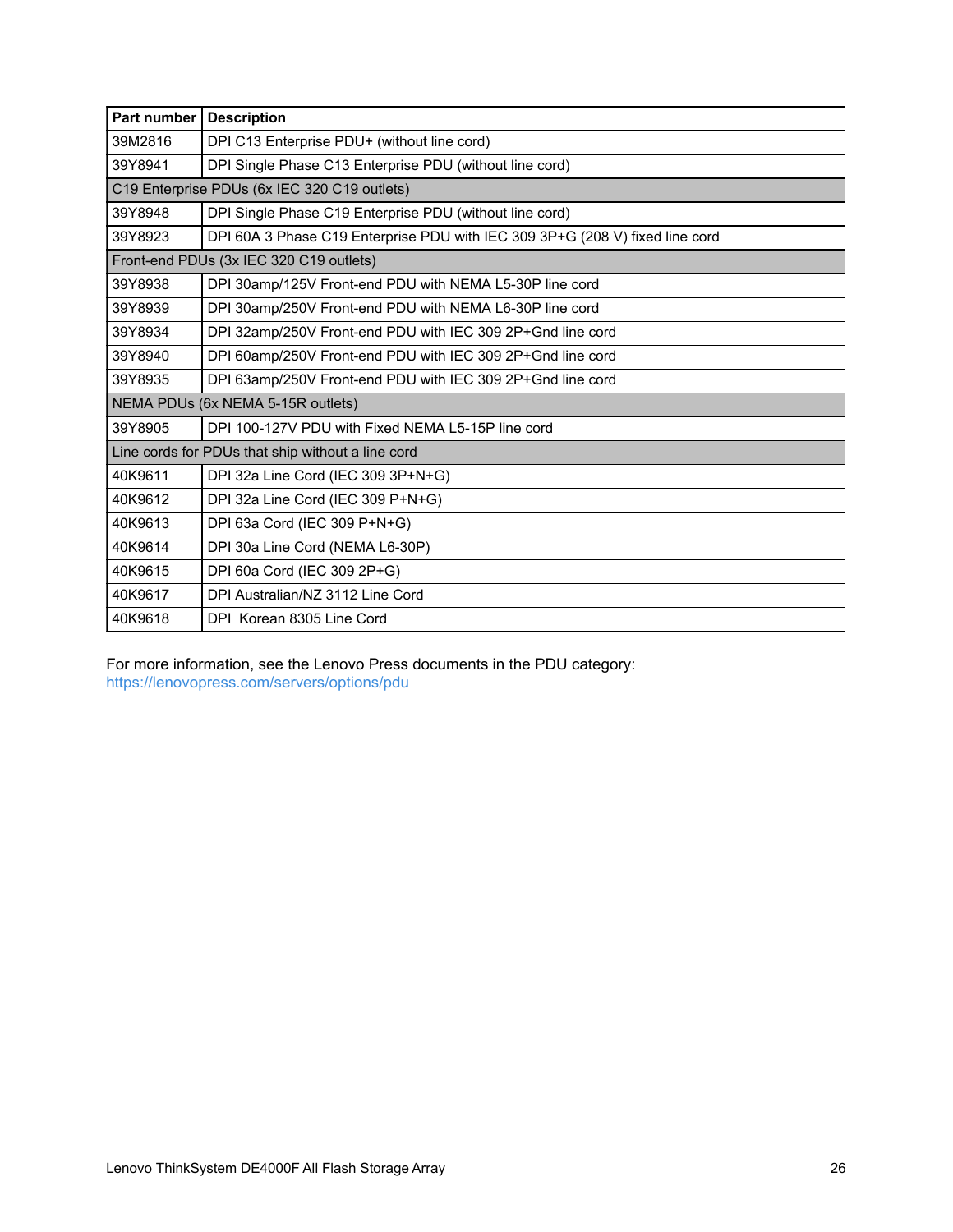| Part number | Description |
| --- | --- |
| 39M2816 | DPI C13 Enterprise PDU+ (without line cord) |
| 39Y8941 | DPI Single Phase C13 Enterprise PDU (without line cord) |
| C19 Enterprise PDUs (6x IEC 320 C19 outlets) | |
| 39Y8948 | DPI Single Phase C19 Enterprise PDU (without line cord) |
| 39Y8923 | DPI 60A 3 Phase C19 Enterprise PDU with IEC 309 3P+G (208 V) fixed line cord |
| Front-end PDUs (3x IEC 320 C19 outlets) | |
| 39Y8938 | DPI 30amp/125V Front-end PDU with NEMA L5-30P line cord |
| 39Y8939 | DPI 30amp/250V Front-end PDU with NEMA L6-30P line cord |
| 39Y8934 | DPI 32amp/250V Front-end PDU with IEC 309 2P+Gnd line cord |
| 39Y8940 | DPI 60amp/250V Front-end PDU with IEC 309 2P+Gnd line cord |
| 39Y8935 | DPI 63amp/250V Front-end PDU with IEC 309 2P+Gnd line cord |
| NEMA PDUs (6x NEMA 5-15R outlets) | |
| 39Y8905 | DPI 100-127V PDU with Fixed NEMA L5-15P line cord |
| Line cords for PDUs that ship without a line cord | |
| 40K9611 | DPI 32a Line Cord (IEC 309 3P+N+G) |
| 40K9612 | DPI 32a Line Cord (IEC 309 P+N+G) |
| 40K9613 | DPI 63a Cord (IEC 309 P+N+G) |
| 40K9614 | DPI 30a Line Cord (NEMA L6-30P) |
| 40K9615 | DPI 60a Cord (IEC 309 2P+G) |
| 40K9617 | DPI Australian/NZ 3112 Line Cord |
| 40K9618 | DPI Korean 8305 Line Cord |

For more information, see the Lenovo Press documents in the PDU category:
https://lenovopress.com/servers/options/pdu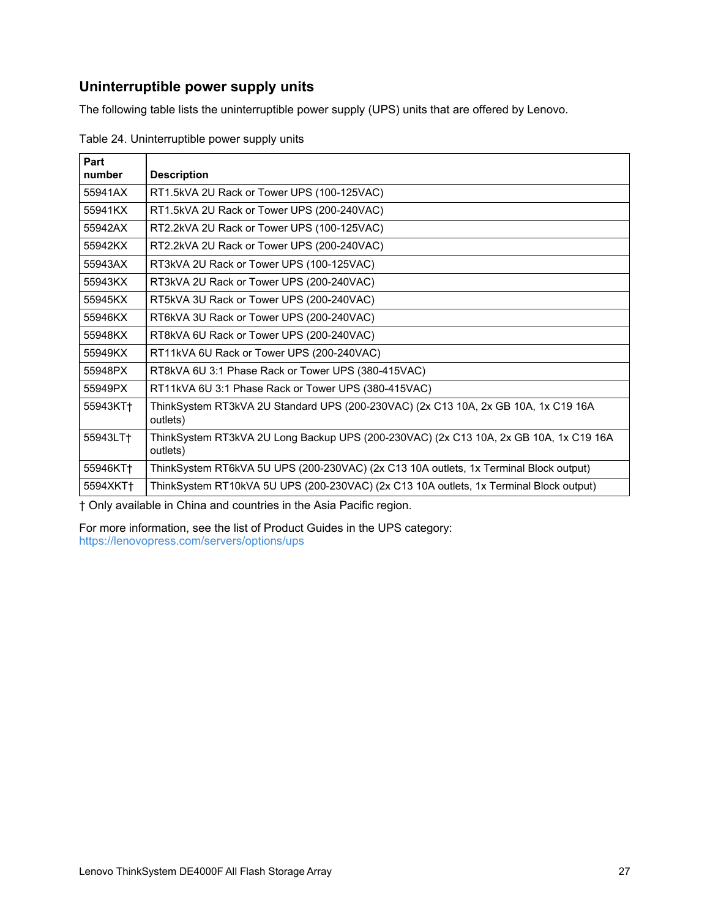## Uninterruptible power supply units

The following table lists the uninterruptible power supply (UPS) units that are offered by Lenovo.

Table 24. Uninterruptible power supply units

| Part number | Description |
|---|---|
| 55941AX | RT1.5kVA 2U Rack or Tower UPS (100-125VAC) |
| 55941KX | RT1.5kVA 2U Rack or Tower UPS (200-240VAC) |
| 55942AX | RT2.2kVA 2U Rack or Tower UPS (100-125VAC) |
| 55942KX | RT2.2kVA 2U Rack or Tower UPS (200-240VAC) |
| 55943AX | RT3kVA 2U Rack or Tower UPS (100-125VAC) |
| 55943KX | RT3kVA 2U Rack or Tower UPS (200-240VAC) |
| 55945KX | RT5kVA 3U Rack or Tower UPS (200-240VAC) |
| 55946KX | RT6kVA 3U Rack or Tower UPS (200-240VAC) |
| 55948KX | RT8kVA 6U Rack or Tower UPS (200-240VAC) |
| 55949KX | RT11kVA 6U Rack or Tower UPS (200-240VAC) |
| 55948PX | RT8kVA 6U 3:1 Phase Rack or Tower UPS (380-415VAC) |
| 55949PX | RT11kVA 6U 3:1 Phase Rack or Tower UPS (380-415VAC) |
| 55943KT† | ThinkSystem RT3kVA 2U Standard UPS (200-230VAC) (2x C13 10A, 2x GB 10A, 1x C19 16A outlets) |
| 55943LT† | ThinkSystem RT3kVA 2U Long Backup UPS (200-230VAC) (2x C13 10A, 2x GB 10A, 1x C19 16A outlets) |
| 55946KT† | ThinkSystem RT6kVA 5U UPS (200-230VAC) (2x C13 10A outlets, 1x Terminal Block output) |
| 5594XKT† | ThinkSystem RT10kVA 5U UPS (200-230VAC) (2x C13 10A outlets, 1x Terminal Block output) |

† Only available in China and countries in the Asia Pacific region.

For more information, see the list of Product Guides in the UPS category:
https://lenovopress.com/servers/options/ups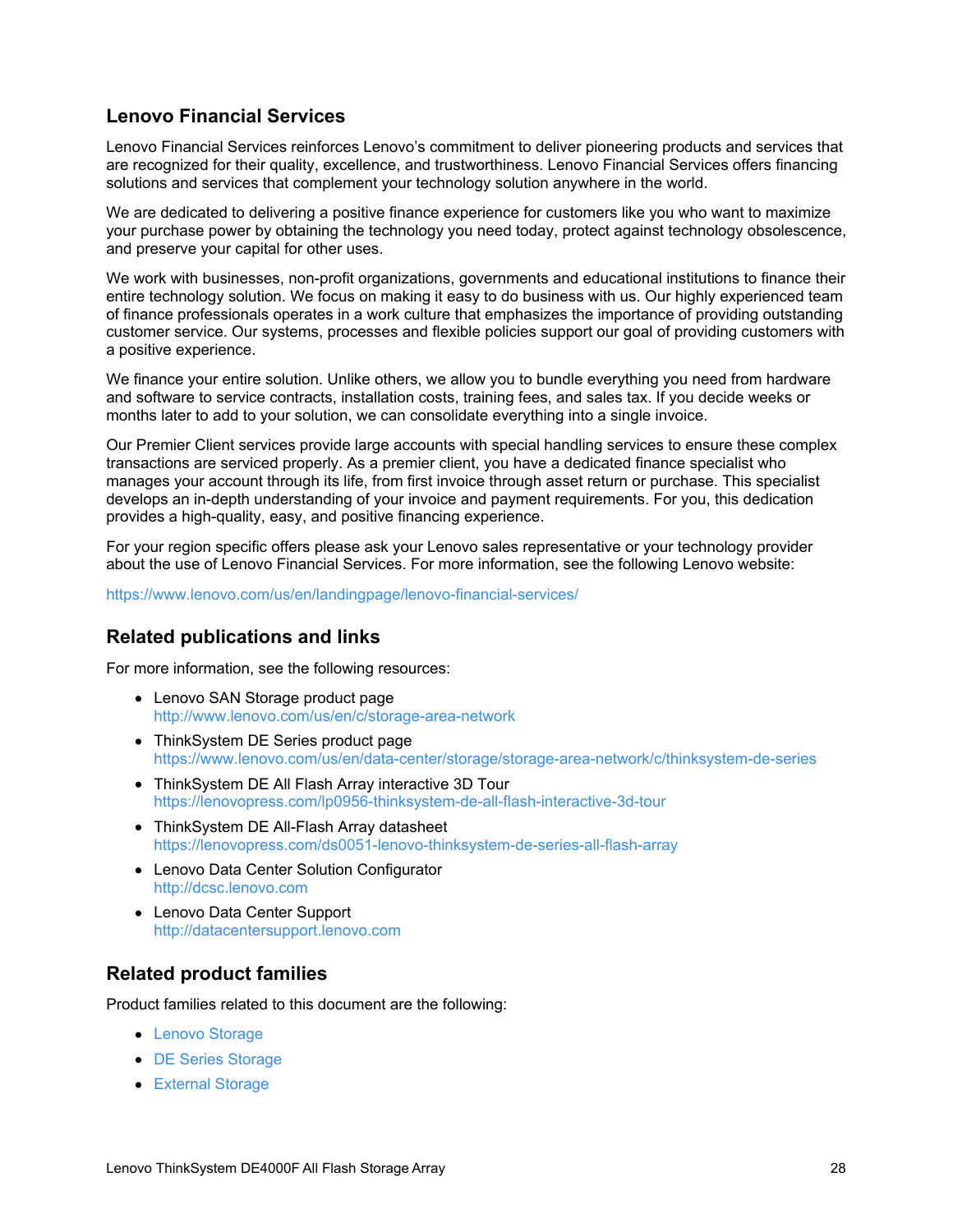## Lenovo Financial Services

Lenovo Financial Services reinforces Lenovo's commitment to deliver pioneering products and services that are recognized for their quality, excellence, and trustworthiness. Lenovo Financial Services offers financing solutions and services that complement your technology solution anywhere in the world.

We are dedicated to delivering a positive finance experience for customers like you who want to maximize your purchase power by obtaining the technology you need today, protect against technology obsolescence, and preserve your capital for other uses.

We work with businesses, non-profit organizations, governments and educational institutions to finance their entire technology solution. We focus on making it easy to do business with us. Our highly experienced team of finance professionals operates in a work culture that emphasizes the importance of providing outstanding customer service. Our systems, processes and flexible policies support our goal of providing customers with a positive experience.

We finance your entire solution. Unlike others, we allow you to bundle everything you need from hardware and software to service contracts, installation costs, training fees, and sales tax. If you decide weeks or months later to add to your solution, we can consolidate everything into a single invoice.

Our Premier Client services provide large accounts with special handling services to ensure these complex transactions are serviced properly. As a premier client, you have a dedicated finance specialist who manages your account through its life, from first invoice through asset return or purchase. This specialist develops an in-depth understanding of your invoice and payment requirements. For you, this dedication provides a high-quality, easy, and positive financing experience.

For your region specific offers please ask your Lenovo sales representative or your technology provider about the use of Lenovo Financial Services. For more information, see the following Lenovo website:

https://www.lenovo.com/us/en/landingpage/lenovo-financial-services/

## Related publications and links

For more information, see the following resources:

- Lenovo SAN Storage product page
  http://www.lenovo.com/us/en/c/storage-area-network
- ThinkSystem DE Series product page
  https://www.lenovo.com/us/en/data-center/storage/storage-area-network/c/thinksystem-de-series
- ThinkSystem DE All Flash Array interactive 3D Tour
  https://lenovopress.com/lp0956-thinksystem-de-all-flash-interactive-3d-tour
- ThinkSystem DE All-Flash Array datasheet
  https://lenovopress.com/ds0051-lenovo-thinksystem-de-series-all-flash-array
- Lenovo Data Center Solution Configurator
  http://dcsc.lenovo.com
- Lenovo Data Center Support
  http://datacentersupport.lenovo.com

## Related product families

Product families related to this document are the following:

- Lenovo Storage
- DE Series Storage
- External Storage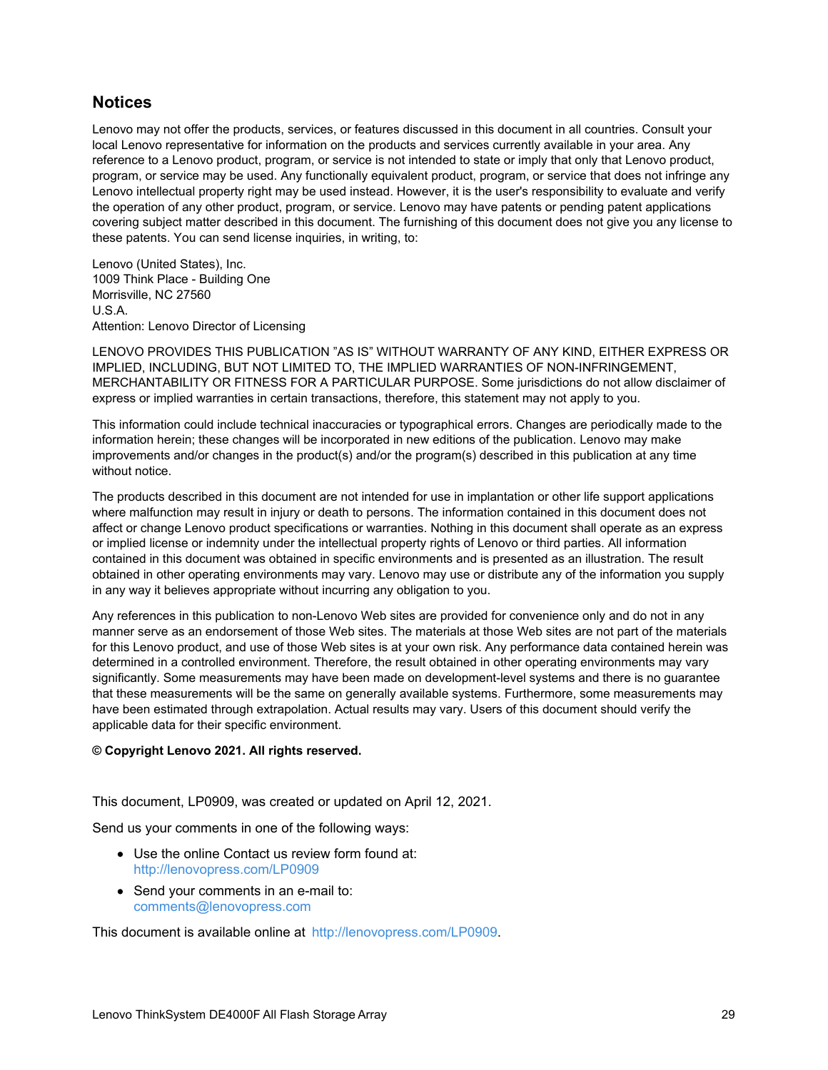## Notices

Lenovo may not offer the products, services, or features discussed in this document in all countries. Consult your local Lenovo representative for information on the products and services currently available in your area. Any reference to a Lenovo product, program, or service is not intended to state or imply that only that Lenovo product, program, or service may be used. Any functionally equivalent product, program, or service that does not infringe any Lenovo intellectual property right may be used instead. However, it is the user's responsibility to evaluate and verify the operation of any other product, program, or service. Lenovo may have patents or pending patent applications covering subject matter described in this document. The furnishing of this document does not give you any license to these patents. You can send license inquiries, in writing, to:

Lenovo (United States), Inc.
1009 Think Place - Building One
Morrisville, NC 27560
U.S.A.
Attention: Lenovo Director of Licensing

LENOVO PROVIDES THIS PUBLICATION "AS IS" WITHOUT WARRANTY OF ANY KIND, EITHER EXPRESS OR IMPLIED, INCLUDING, BUT NOT LIMITED TO, THE IMPLIED WARRANTIES OF NON-INFRINGEMENT, MERCHANTABILITY OR FITNESS FOR A PARTICULAR PURPOSE. Some jurisdictions do not allow disclaimer of express or implied warranties in certain transactions, therefore, this statement may not apply to you.

This information could include technical inaccuracies or typographical errors. Changes are periodically made to the information herein; these changes will be incorporated in new editions of the publication. Lenovo may make improvements and/or changes in the product(s) and/or the program(s) described in this publication at any time without notice.

The products described in this document are not intended for use in implantation or other life support applications where malfunction may result in injury or death to persons. The information contained in this document does not affect or change Lenovo product specifications or warranties. Nothing in this document shall operate as an express or implied license or indemnity under the intellectual property rights of Lenovo or third parties. All information contained in this document was obtained in specific environments and is presented as an illustration. The result obtained in other operating environments may vary. Lenovo may use or distribute any of the information you supply in any way it believes appropriate without incurring any obligation to you.

Any references in this publication to non-Lenovo Web sites are provided for convenience only and do not in any manner serve as an endorsement of those Web sites. The materials at those Web sites are not part of the materials for this Lenovo product, and use of those Web sites is at your own risk. Any performance data contained herein was determined in a controlled environment. Therefore, the result obtained in other operating environments may vary significantly. Some measurements may have been made on development-level systems and there is no guarantee that these measurements will be the same on generally available systems. Furthermore, some measurements may have been estimated through extrapolation. Actual results may vary. Users of this document should verify the applicable data for their specific environment.

**© Copyright Lenovo 2021. All rights reserved.**

This document, LP0909, was created or updated on April 12, 2021.

Send us your comments in one of the following ways:

- Use the online Contact us review form found at:
  http://lenovopress.com/LP0909
- Send your comments in an e-mail to:
  comments@lenovopress.com

This document is available online at http://lenovopress.com/LP0909.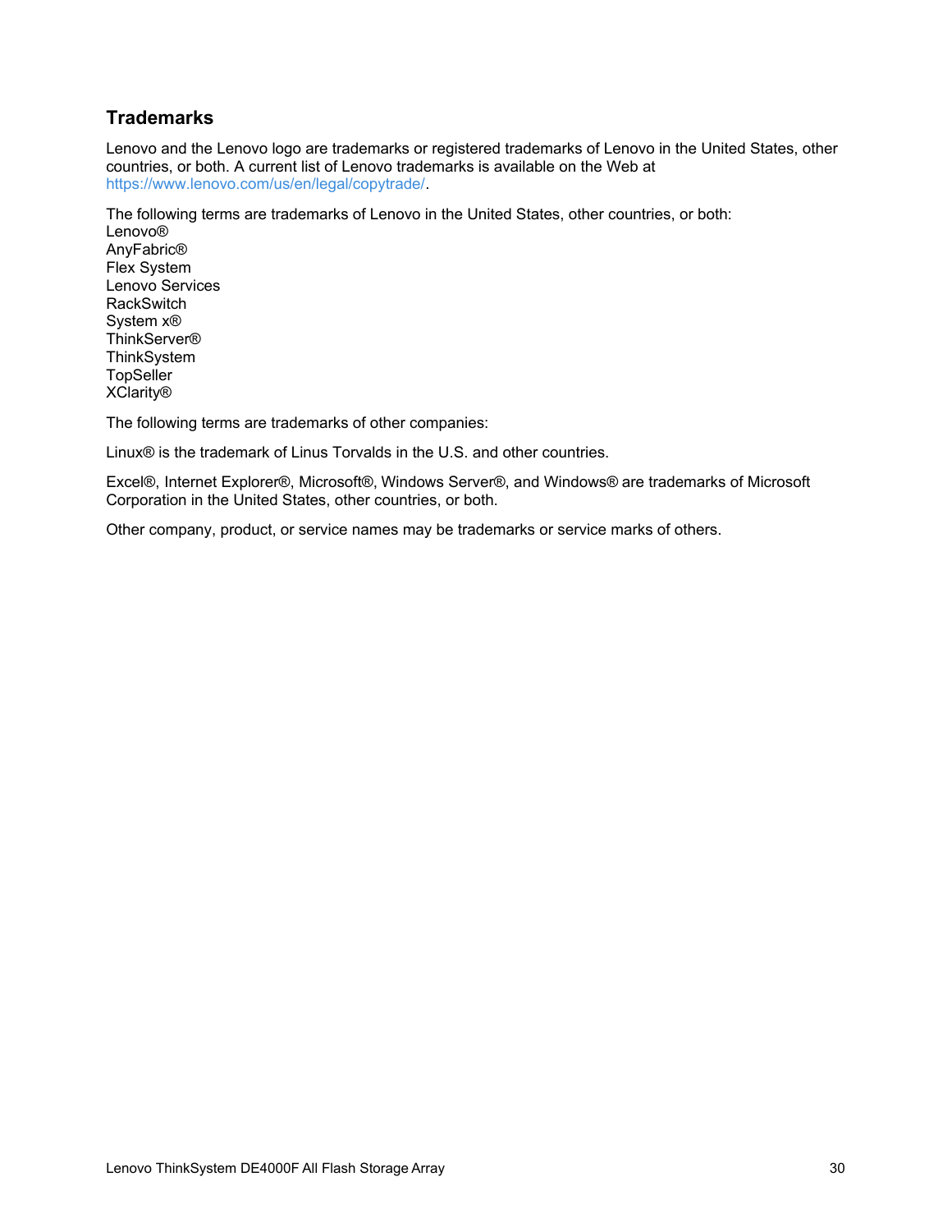## Trademarks

Lenovo and the Lenovo logo are trademarks or registered trademarks of Lenovo in the United States, other countries, or both. A current list of Lenovo trademarks is available on the Web at https://www.lenovo.com/us/en/legal/copytrade/.

The following terms are trademarks of Lenovo in the United States, other countries, or both:
Lenovo®
AnyFabric®
Flex System
Lenovo Services
RackSwitch
System x®
ThinkServer®
ThinkSystem
TopSeller
XClarity®

The following terms are trademarks of other companies:

Linux® is the trademark of Linus Torvalds in the U.S. and other countries.

Excel®, Internet Explorer®, Microsoft®, Windows Server®, and Windows® are trademarks of Microsoft Corporation in the United States, other countries, or both.

Other company, product, or service names may be trademarks or service marks of others.